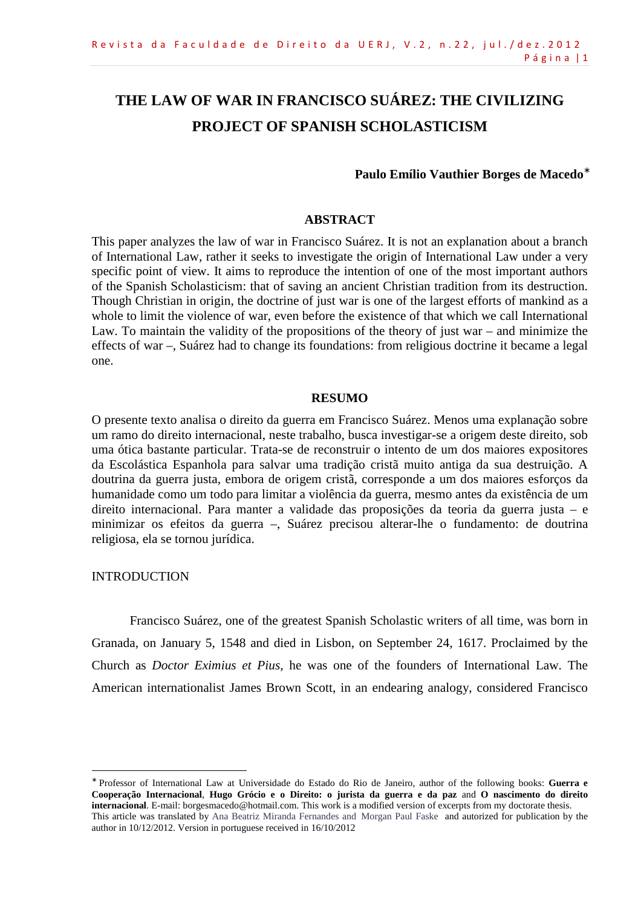# THE LAW OF WAR IN FRANCISCO SUÁREZ: THE CIVILIZING PROJECT OF SPANISH SCHOLASTICISM

**Paulo Emílio Vauthier Borges de Macedo***

## ABSTRACT

This paper analyzes the law of war in Francisco Suárez. It is not an explanation about a branch of International Law, rather it seeks to investigate the origin of International Law under a very specific point of view. It aims to reproduce the intention of one of the most important authors of the Spanish Scholasticism: that of saving an ancient Christian tradition from its destruction. Though Christian in origin, the doctrine of just war is one of the largest efforts of mankind as a whole to limit the violence of war, even before the existence of that which we call International Law. To maintain the validity of the propositions of the theory of just war – and minimize the effects of war –, Suárez had to change its foundations: from religious doctrine it became a legal one.

## RESUMO

O presente texto analisa o direito da guerra em Francisco Suárez. Menos uma explanação sobre um ramo do direito internacional, neste trabalho, busca investigar-se a origem deste direito, sob uma ótica bastante particular. Trata-se de reconstruir o intento de um dos maiores expositores da Escolástica Espanhola para salvar uma tradição cristã muito antiga da sua destruição. A doutrina da guerra justa, embora de origem cristã, corresponde a um dos maiores esforços da humanidade como um todo para limitar a violência da guerra, mesmo antes da existência de um direito internacional. Para manter a validade das proposições da teoria da guerra justa – e minimizar os efeitos da guerra –, Suárez precisou alterar-lhe o fundamento: de doutrina religiosa, ela se tornou jurídica.

## INTRODUCTION

Francisco Suárez, one of the greatest Spanish Scholastic writers of all time, was born in Granada, on January 5, 1548 and died in Lisbon, on September 24, 1617. Proclaimed by the Church as *Doctor Eximius et Pius*, he was one of the founders of International Law. The American internationalist James Brown Scott, in an endearing analogy, considered Francisco

---

* Professor of International Law at Universidade do Estado do Rio de Janeiro, author of the following books: **Guerra e Cooperação Internacional**, **Hugo Grócio e o Direito: o jurista da guerra e da paz** and **O nascimento do direito internacional**. E-mail: borgesmacedo@hotmail.com. This work is a modified version of excerpts from my doctorate thesis.
This article was translated by Ana Beatriz Miranda Fernandes and Morgan Paul Faske and autorized for publication by the author in 10/12/2012. Version in portuguese received in 16/10/2012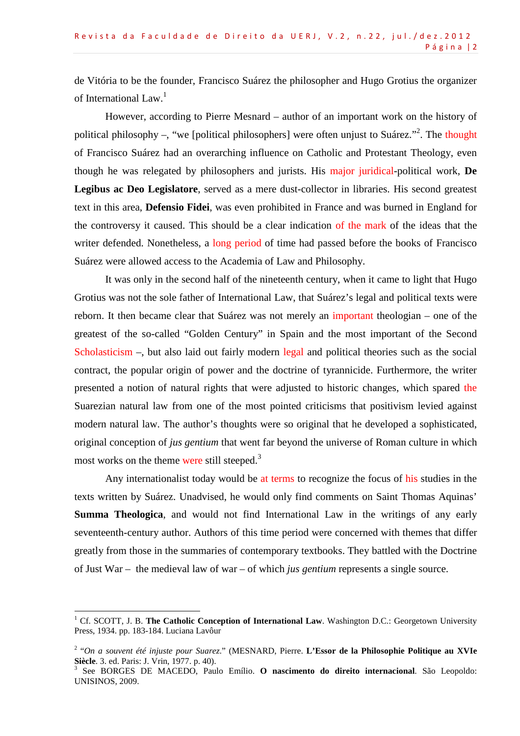de Vitória to be the founder, Francisco Suárez the philosopher and Hugo Grotius the organizer of International Law.[1]

However, according to Pierre Mesnard – author of an important work on the history of political philosophy –, "we [political philosophers] were often unjust to Suárez."[2]. The thought of Francisco Suárez had an overarching influence on Catholic and Protestant Theology, even though he was relegated by philosophers and jurists. His major juridical-political work, **De Legibus ac Deo Legislatore**, served as a mere dust-collector in libraries. His second greatest text in this area, **Defensio Fidei**, was even prohibited in France and was burned in England for the controversy it caused. This should be a clear indication of the mark of the ideas that the writer defended. Nonetheless, a long period of time had passed before the books of Francisco Suárez were allowed access to the Academia of Law and Philosophy.

It was only in the second half of the nineteenth century, when it came to light that Hugo Grotius was not the sole father of International Law, that Suárez's legal and political texts were reborn. It then became clear that Suárez was not merely an important theologian – one of the greatest of the so-called "Golden Century" in Spain and the most important of the Second Scholasticism –, but also laid out fairly modern legal and political theories such as the social contract, the popular origin of power and the doctrine of tyrannicide. Furthermore, the writer presented a notion of natural rights that were adjusted to historic changes, which spared the Suarezian natural law from one of the most pointed criticisms that positivism levied against modern natural law. The author's thoughts were so original that he developed a sophisticated, original conception of *jus gentium* that went far beyond the universe of Roman culture in which most works on the theme were still steeped.[3]

Any internationalist today would be at terms to recognize the focus of his studies in the texts written by Suárez. Unadvised, he would only find comments on Saint Thomas Aquinas' **Summa Theologica**, and would not find International Law in the writings of any early seventeenth-century author. Authors of this time period were concerned with themes that differ greatly from those in the summaries of contemporary textbooks. They battled with the Doctrine of Just War – the medieval law of war – of which *jus gentium* represents a single source.

---

[1] Cf. SCOTT, J. B. **The Catholic Conception of International Law**. Washington D.C.: Georgetown University Press, 1934. pp. 183-184. Luciana Lavôur

[2] "*On a souvent été injuste pour Suarez.*" (MESNARD, Pierre. **L'Essor de la Philosophie Politique au XVIe Siècle**. 3. ed. Paris: J. Vrin, 1977. p. 40).

[3] See BORGES DE MACEDO, Paulo Emílio. **O nascimento do direito internacional**. São Leopoldo: UNISINOS, 2009.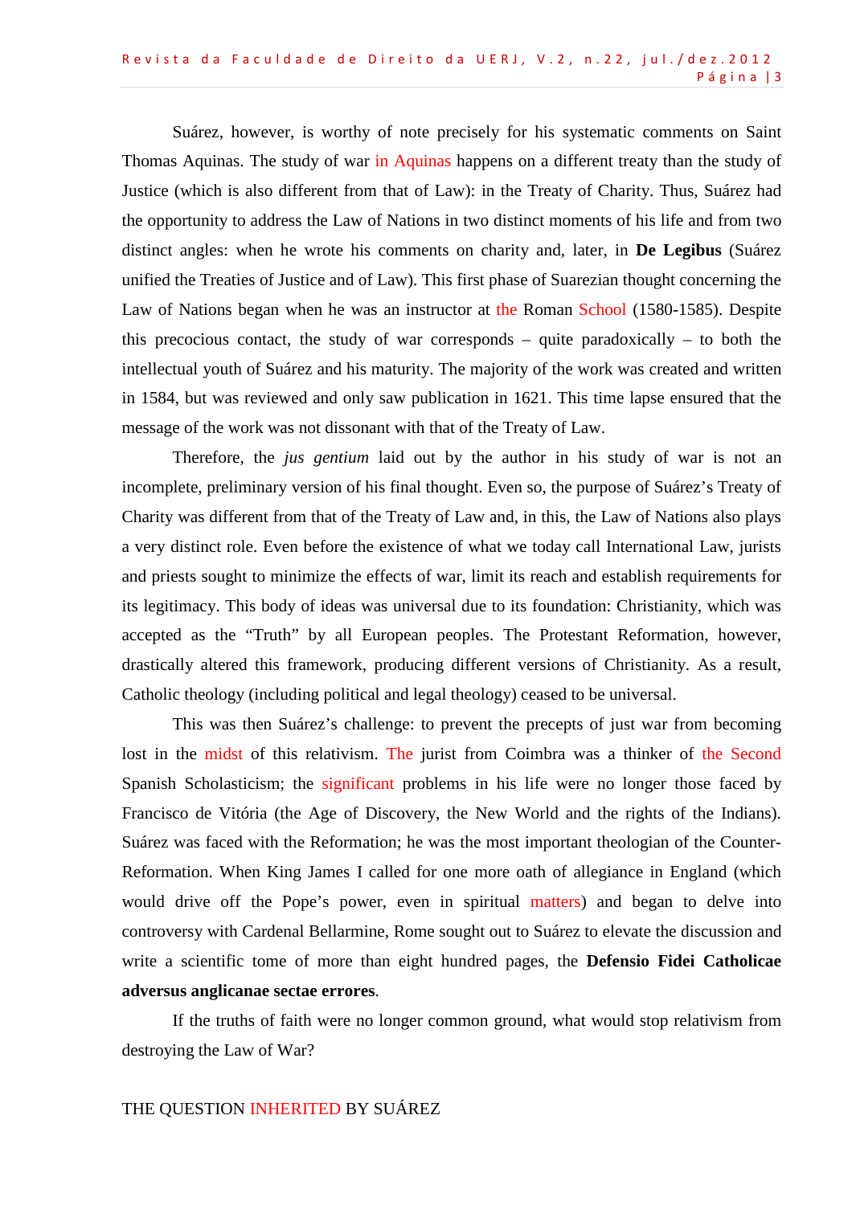Suárez, however, is worthy of note precisely for his systematic comments on Saint Thomas Aquinas. The study of war in Aquinas happens on a different treaty than the study of Justice (which is also different from that of Law): in the Treaty of Charity. Thus, Suárez had the opportunity to address the Law of Nations in two distinct moments of his life and from two distinct angles: when he wrote his comments on charity and, later, in **De Legibus** (Suárez unified the Treaties of Justice and of Law). This first phase of Suarezian thought concerning the Law of Nations began when he was an instructor at the Roman School (1580-1585). Despite this precocious contact, the study of war corresponds – quite paradoxically – to both the intellectual youth of Suárez and his maturity. The majority of the work was created and written in 1584, but was reviewed and only saw publication in 1621. This time lapse ensured that the message of the work was not dissonant with that of the Treaty of Law.

Therefore, the *jus gentium* laid out by the author in his study of war is not an incomplete, preliminary version of his final thought. Even so, the purpose of Suárez's Treaty of Charity was different from that of the Treaty of Law and, in this, the Law of Nations also plays a very distinct role. Even before the existence of what we today call International Law, jurists and priests sought to minimize the effects of war, limit its reach and establish requirements for its legitimacy. This body of ideas was universal due to its foundation: Christianity, which was accepted as the "Truth" by all European peoples. The Protestant Reformation, however, drastically altered this framework, producing different versions of Christianity. As a result, Catholic theology (including political and legal theology) ceased to be universal.

This was then Suárez's challenge: to prevent the precepts of just war from becoming lost in the midst of this relativism. The jurist from Coimbra was a thinker of the Second Spanish Scholasticism; the significant problems in his life were no longer those faced by Francisco de Vitória (the Age of Discovery, the New World and the rights of the Indians). Suárez was faced with the Reformation; he was the most important theologian of the Counter-Reformation. When King James I called for one more oath of allegiance in England (which would drive off the Pope's power, even in spiritual matters) and began to delve into controversy with Cardenal Bellarmine, Rome sought out to Suárez to elevate the discussion and write a scientific tome of more than eight hundred pages, the **Defensio Fidei Catholicae adversus anglicanae sectae errores**.

If the truths of faith were no longer common ground, what would stop relativism from destroying the Law of War?

## THE QUESTION INHERITED BY SUÁREZ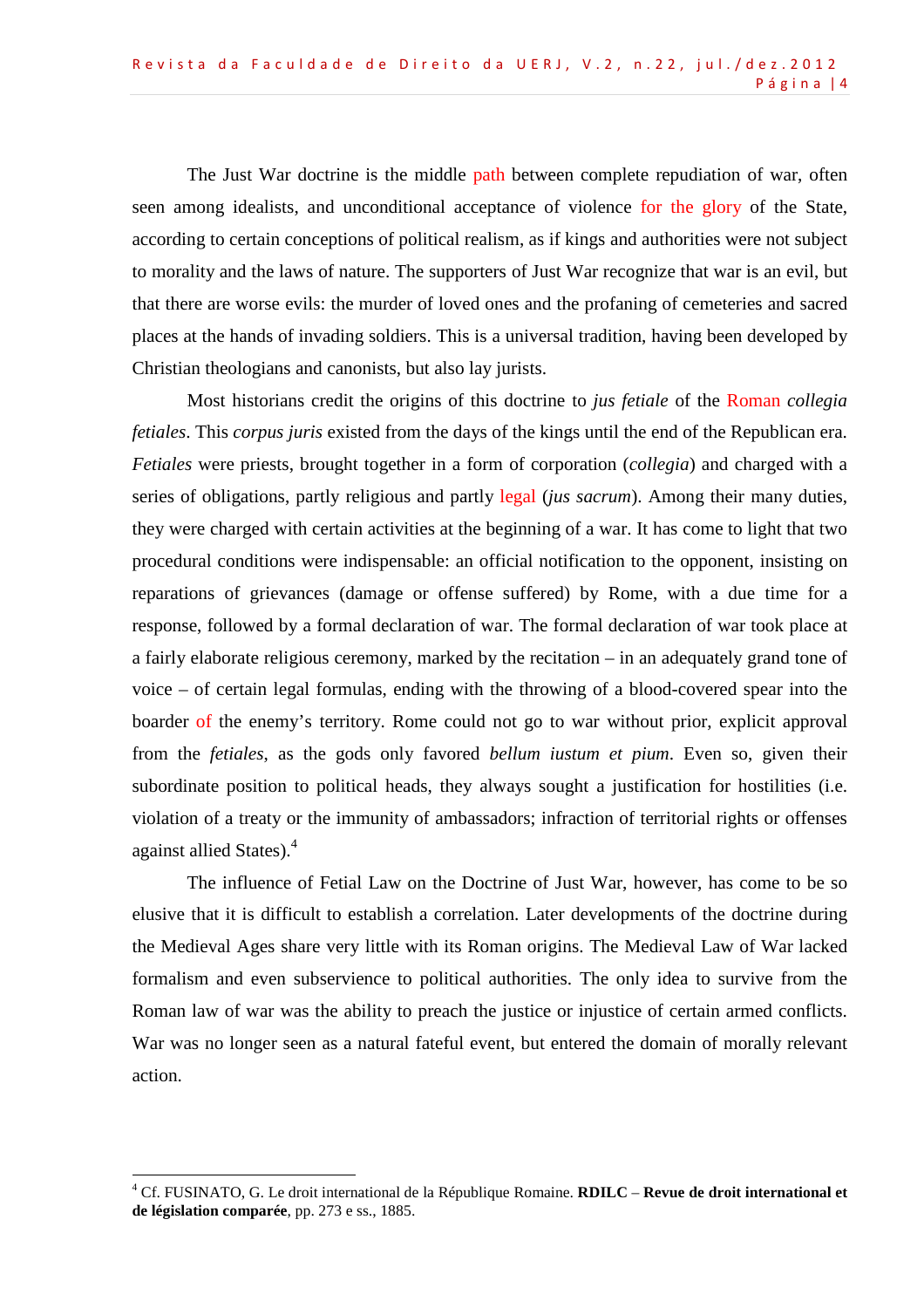The Just War doctrine is the middle path between complete repudiation of war, often seen among idealists, and unconditional acceptance of violence for the glory of the State, according to certain conceptions of political realism, as if kings and authorities were not subject to morality and the laws of nature. The supporters of Just War recognize that war is an evil, but that there are worse evils: the murder of loved ones and the profaning of cemeteries and sacred places at the hands of invading soldiers. This is a universal tradition, having been developed by Christian theologians and canonists, but also lay jurists.

Most historians credit the origins of this doctrine to *jus fetiale* of the Roman *collegia fetiales*. This *corpus juris* existed from the days of the kings until the end of the Republican era. *Fetiales* were priests, brought together in a form of corporation (*collegia*) and charged with a series of obligations, partly religious and partly legal (*jus sacrum*). Among their many duties, they were charged with certain activities at the beginning of a war. It has come to light that two procedural conditions were indispensable: an official notification to the opponent, insisting on reparations of grievances (damage or offense suffered) by Rome, with a due time for a response, followed by a formal declaration of war. The formal declaration of war took place at a fairly elaborate religious ceremony, marked by the recitation – in an adequately grand tone of voice – of certain legal formulas, ending with the throwing of a blood-covered spear into the boarder of the enemy's territory. Rome could not go to war without prior, explicit approval from the *fetiales*, as the gods only favored *bellum iustum et pium*. Even so, given their subordinate position to political heads, they always sought a justification for hostilities (i.e. violation of a treaty or the immunity of ambassadors; infraction of territorial rights or offenses against allied States).[4]

The influence of Fetial Law on the Doctrine of Just War, however, has come to be so elusive that it is difficult to establish a correlation. Later developments of the doctrine during the Medieval Ages share very little with its Roman origins. The Medieval Law of War lacked formalism and even subservience to political authorities. The only idea to survive from the Roman law of war was the ability to preach the justice or injustice of certain armed conflicts. War was no longer seen as a natural fateful event, but entered the domain of morally relevant action.

[4] Cf. FUSINATO, G. Le droit international de la République Romaine. **RDILC** – **Revue de droit international et de législation comparée**, pp. 273 e ss., 1885.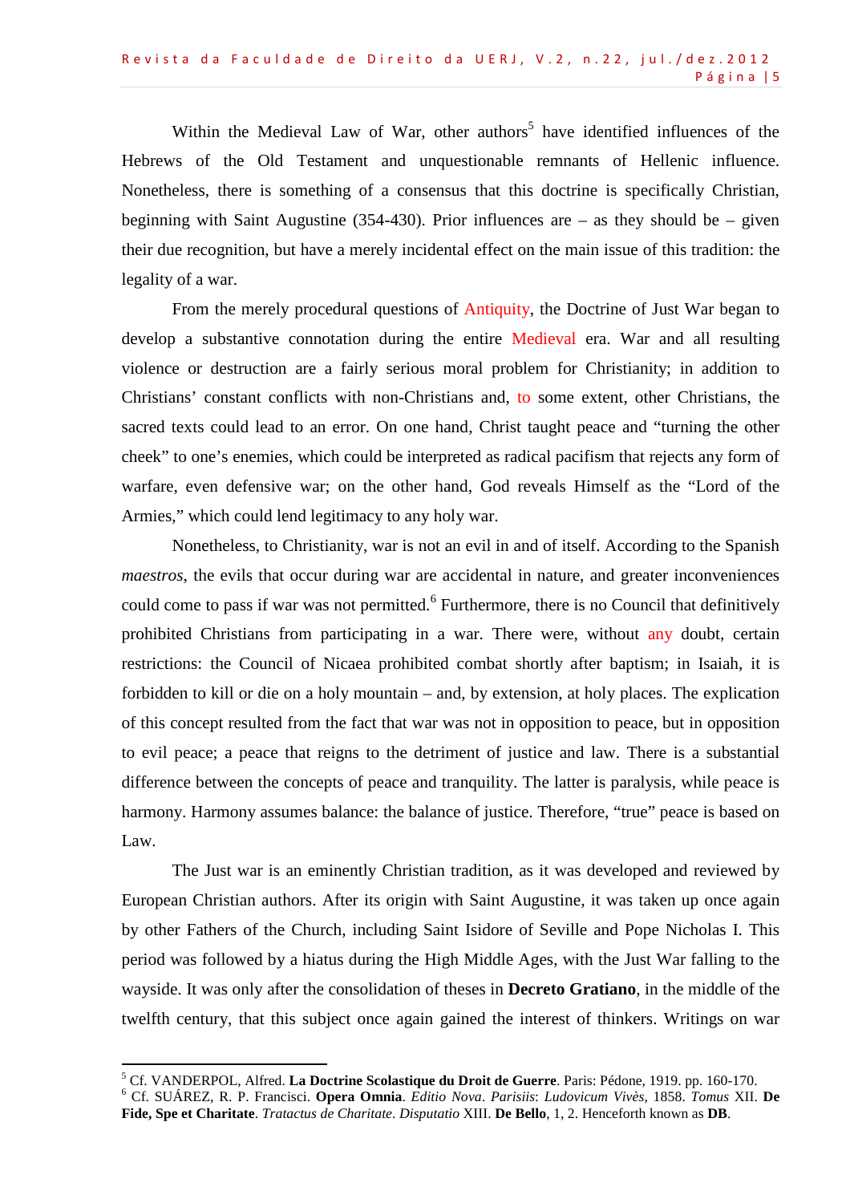Within the Medieval Law of War, other authors[5] have identified influences of the Hebrews of the Old Testament and unquestionable remnants of Hellenic influence. Nonetheless, there is something of a consensus that this doctrine is specifically Christian, beginning with Saint Augustine (354-430). Prior influences are – as they should be – given their due recognition, but have a merely incidental effect on the main issue of this tradition: the legality of a war.

From the merely procedural questions of Antiquity, the Doctrine of Just War began to develop a substantive connotation during the entire Medieval era. War and all resulting violence or destruction are a fairly serious moral problem for Christianity; in addition to Christians' constant conflicts with non-Christians and, to some extent, other Christians, the sacred texts could lead to an error. On one hand, Christ taught peace and "turning the other cheek" to one's enemies, which could be interpreted as radical pacifism that rejects any form of warfare, even defensive war; on the other hand, God reveals Himself as the "Lord of the Armies," which could lend legitimacy to any holy war.

Nonetheless, to Christianity, war is not an evil in and of itself. According to the Spanish *maestros*, the evils that occur during war are accidental in nature, and greater inconveniences could come to pass if war was not permitted.[6] Furthermore, there is no Council that definitively prohibited Christians from participating in a war. There were, without any doubt, certain restrictions: the Council of Nicaea prohibited combat shortly after baptism; in Isaiah, it is forbidden to kill or die on a holy mountain – and, by extension, at holy places. The explication of this concept resulted from the fact that war was not in opposition to peace, but in opposition to evil peace; a peace that reigns to the detriment of justice and law. There is a substantial difference between the concepts of peace and tranquility. The latter is paralysis, while peace is harmony. Harmony assumes balance: the balance of justice. Therefore, "true" peace is based on Law.

The Just war is an eminently Christian tradition, as it was developed and reviewed by European Christian authors. After its origin with Saint Augustine, it was taken up once again by other Fathers of the Church, including Saint Isidore of Seville and Pope Nicholas I. This period was followed by a hiatus during the High Middle Ages, with the Just War falling to the wayside. It was only after the consolidation of theses in **Decreto Gratiano**, in the middle of the twelfth century, that this subject once again gained the interest of thinkers. Writings on war

---

[5] Cf. VANDERPOL, Alfred. **La Doctrine Scolastique du Droit de Guerre**. Paris: Pédone, 1919. pp. 160-170.

[6] Cf. SUÁREZ, R. P. Francisci. **Opera Omnia**. *Editio Nova*. *Parisiis*: *Ludovicum Vivès*, 1858. *Tomus* XII. **De Fide, Spe et Charitate**. *Tractatus de Charitate*. *Disputatio* XIII. **De Bello**, 1, 2. Henceforth known as **DB**.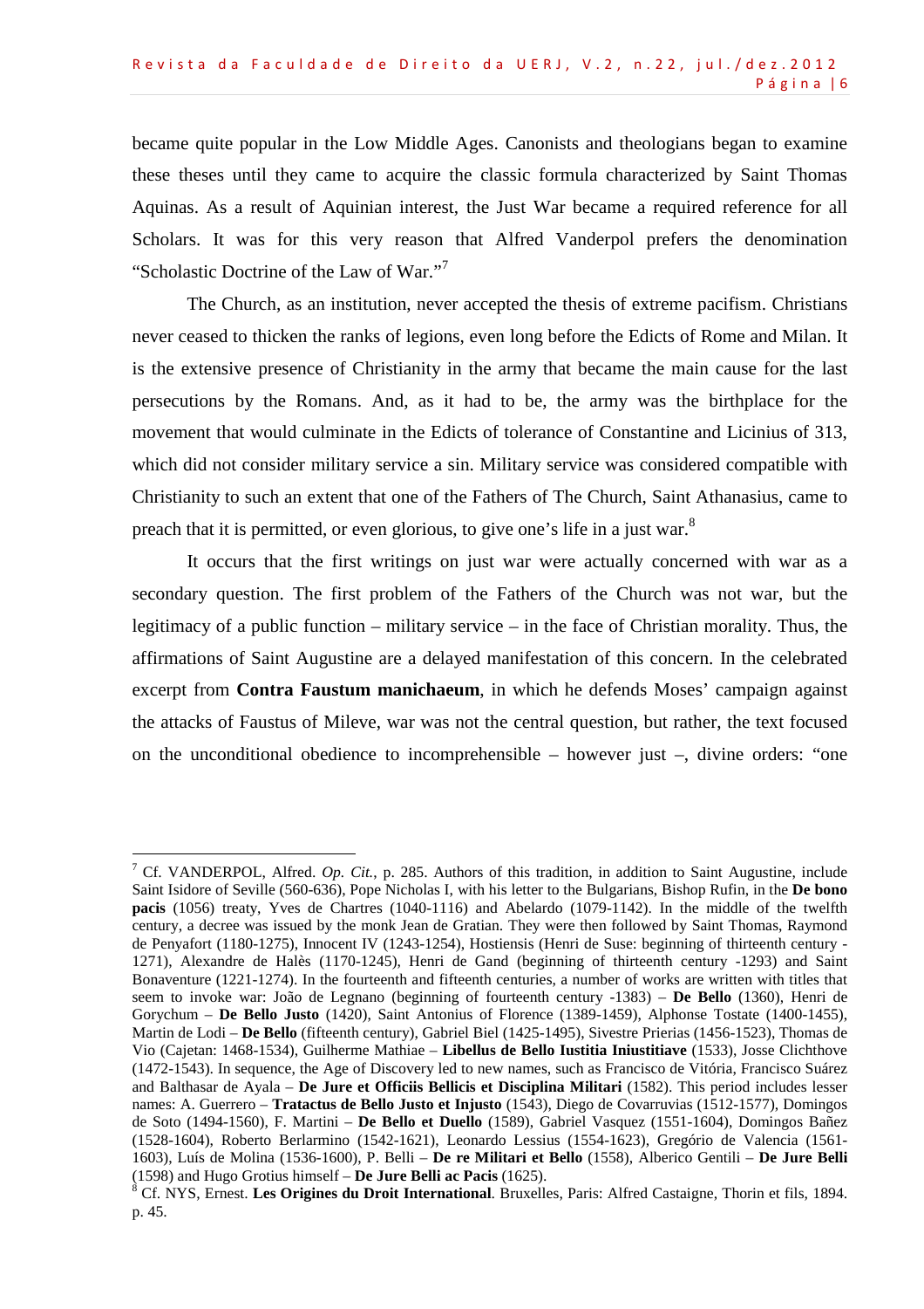became quite popular in the Low Middle Ages. Canonists and theologians began to examine these theses until they came to acquire the classic formula characterized by Saint Thomas Aquinas. As a result of Aquinian interest, the Just War became a required reference for all Scholars. It was for this very reason that Alfred Vanderpol prefers the denomination "Scholastic Doctrine of the Law of War."[7]

The Church, as an institution, never accepted the thesis of extreme pacifism. Christians never ceased to thicken the ranks of legions, even long before the Edicts of Rome and Milan. It is the extensive presence of Christianity in the army that became the main cause for the last persecutions by the Romans. And, as it had to be, the army was the birthplace for the movement that would culminate in the Edicts of tolerance of Constantine and Licinius of 313, which did not consider military service a sin. Military service was considered compatible with Christianity to such an extent that one of the Fathers of The Church, Saint Athanasius, came to preach that it is permitted, or even glorious, to give one's life in a just war.[8]

It occurs that the first writings on just war were actually concerned with war as a secondary question. The first problem of the Fathers of the Church was not war, but the legitimacy of a public function – military service – in the face of Christian morality. Thus, the affirmations of Saint Augustine are a delayed manifestation of this concern. In the celebrated excerpt from **Contra Faustum manichaeum**, in which he defends Moses' campaign against the attacks of Faustus of Mileve, war was not the central question, but rather, the text focused on the unconditional obedience to incomprehensible – however just –, divine orders: "one

---

[7] Cf. VANDERPOL, Alfred. *Op. Cit.*, p. 285. Authors of this tradition, in addition to Saint Augustine, include Saint Isidore of Seville (560-636), Pope Nicholas I, with his letter to the Bulgarians, Bishop Rufin, in the **De bono pacis** (1056) treaty, Yves de Chartres (1040-1116) and Abelardo (1079-1142). In the middle of the twelfth century, a decree was issued by the monk Jean de Gratian. They were then followed by Saint Thomas, Raymond de Penyafort (1180-1275), Innocent IV (1243-1254), Hostiensis (Henri de Suse: beginning of thirteenth century - 1271), Alexandre de Halès (1170-1245), Henri de Gand (beginning of thirteenth century -1293) and Saint Bonaventure (1221-1274). In the fourteenth and fifteenth centuries, a number of works are written with titles that seem to invoke war: João de Legnano (beginning of fourteenth century -1383) – **De Bello** (1360), Henri de Gorychum – **De Bello Justo** (1420), Saint Antonius of Florence (1389-1459), Alphonse Tostate (1400-1455), Martin de Lodi – **De Bello** (fifteenth century), Gabriel Biel (1425-1495), Sivestre Prierias (1456-1523), Thomas de Vio (Cajetan: 1468-1534), Guilherme Mathiae – **Libellus de Bello Iustitia Iniustitiave** (1533), Josse Clichthove (1472-1543). In sequence, the Age of Discovery led to new names, such as Francisco de Vitória, Francisco Suárez and Balthasar de Ayala – **De Jure et Officiis Bellicis et Disciplina Militari** (1582). This period includes lesser names: A. Guerrero – **Tratactus de Bello Justo et Injusto** (1543), Diego de Covarruvias (1512-1577), Domingos de Soto (1494-1560), F. Martini – **De Bello et Duello** (1589), Gabriel Vasquez (1551-1604), Domingos Bañez (1528-1604), Roberto Berlarmino (1542-1621), Leonardo Lessius (1554-1623), Gregório de Valencia (1561-1603), Luís de Molina (1536-1600), P. Belli – **De re Militari et Bello** (1558), Alberico Gentili – **De Jure Belli** (1598) and Hugo Grotius himself – **De Jure Belli ac Pacis** (1625).

[8] Cf. NYS, Ernest. **Les Origines du Droit International**. Bruxelles, Paris: Alfred Castaigne, Thorin et fils, 1894. p. 45.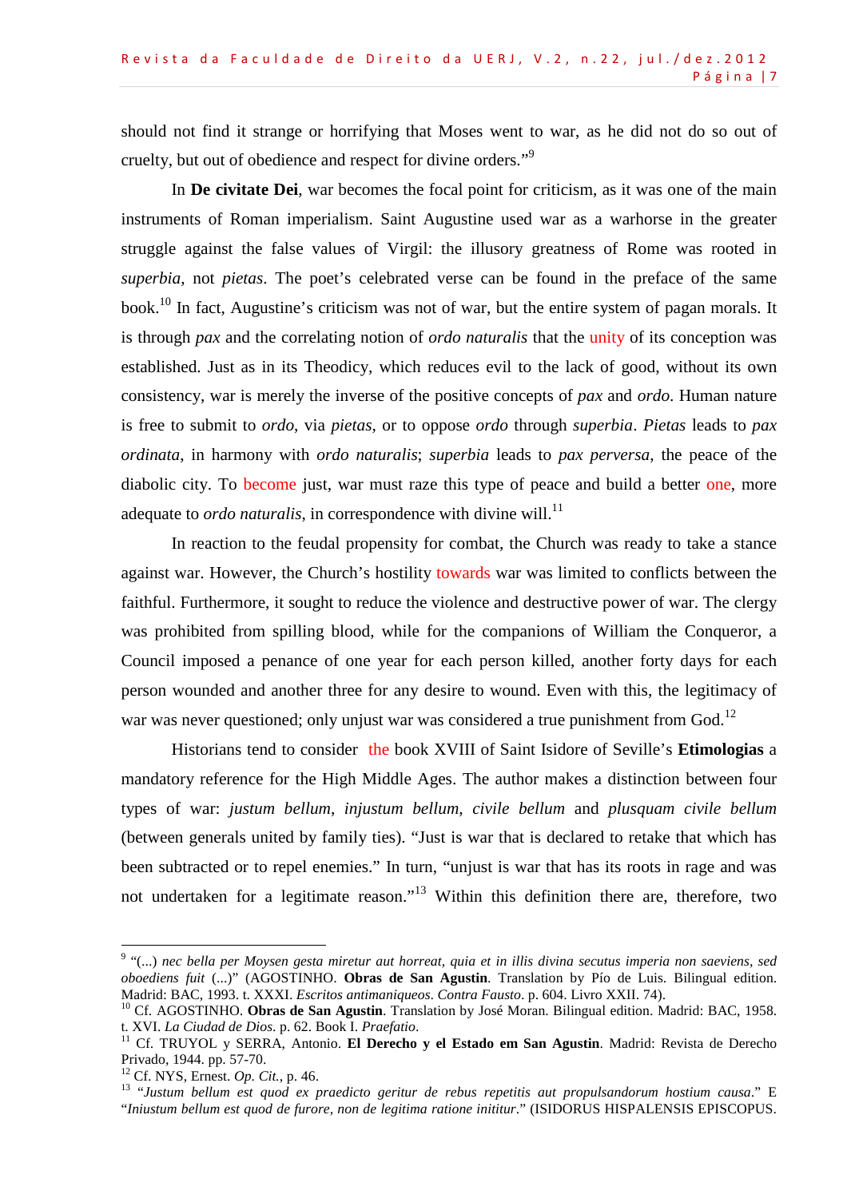should not find it strange or horrifying that Moses went to war, as he did not do so out of cruelty, but out of obedience and respect for divine orders."[9]

In **De civitate Dei**, war becomes the focal point for criticism, as it was one of the main instruments of Roman imperialism. Saint Augustine used war as a warhorse in the greater struggle against the false values of Virgil: the illusory greatness of Rome was rooted in *superbia*, not *pietas*. The poet's celebrated verse can be found in the preface of the same book.[10] In fact, Augustine's criticism was not of war, but the entire system of pagan morals. It is through *pax* and the correlating notion of *ordo naturalis* that the unity of its conception was established. Just as in its Theodicy, which reduces evil to the lack of good, without its own consistency, war is merely the inverse of the positive concepts of *pax* and *ordo*. Human nature is free to submit to *ordo*, via *pietas*, or to oppose *ordo* through *superbia*. *Pietas* leads to *pax ordinata*, in harmony with *ordo naturalis*; *superbia* leads to *pax perversa*, the peace of the diabolic city. To become just, war must raze this type of peace and build a better one, more adequate to *ordo naturalis*, in correspondence with divine will.[11]

In reaction to the feudal propensity for combat, the Church was ready to take a stance against war. However, the Church's hostility towards war was limited to conflicts between the faithful. Furthermore, it sought to reduce the violence and destructive power of war. The clergy was prohibited from spilling blood, while for the companions of William the Conqueror, a Council imposed a penance of one year for each person killed, another forty days for each person wounded and another three for any desire to wound. Even with this, the legitimacy of war was never questioned; only unjust war was considered a true punishment from God.[12]

Historians tend to consider the book XVIII of Saint Isidore of Seville's **Etimologias** a mandatory reference for the High Middle Ages. The author makes a distinction between four types of war: *justum bellum*, *injustum bellum*, *civile bellum* and *plusquam civile bellum* (between generals united by family ties). "Just is war that is declared to retake that which has been subtracted or to repel enemies." In turn, "unjust is war that has its roots in rage and was not undertaken for a legitimate reason."[13] Within this definition there are, therefore, two

---

[9] "(...) *nec bella per Moysen gesta miretur aut horreat, quia et in illis divina secutus imperia non saeviens, sed oboediens fuit* (...)" (AGOSTINHO. **Obras de San Agustin**. Translation by Pío de Luis. Bilingual edition. Madrid: BAC, 1993. t. XXXI. *Escritos antimaniqueos*. *Contra Fausto*. p. 604. Livro XXII. 74).

[10] Cf. AGOSTINHO. **Obras de San Agustin**. Translation by José Moran. Bilingual edition. Madrid: BAC, 1958. t. XVI. *La Ciudad de Dios*. p. 62. Book I. *Praefatio*.

[11] Cf. TRUYOL y SERRA, Antonio. **El Derecho y el Estado em San Agustin**. Madrid: Revista de Derecho Privado, 1944. pp. 57-70.

[12] Cf. NYS, Ernest. *Op. Cit.*, p. 46.

[13] "*Justum bellum est quod ex praedicto geritur de rebus repetitis aut propulsandorum hostium causa*." E "*Iniustum bellum est quod de furore, non de legitima ratione initiur*." (ISIDORUS HISPALENSIS EPISCOPUS.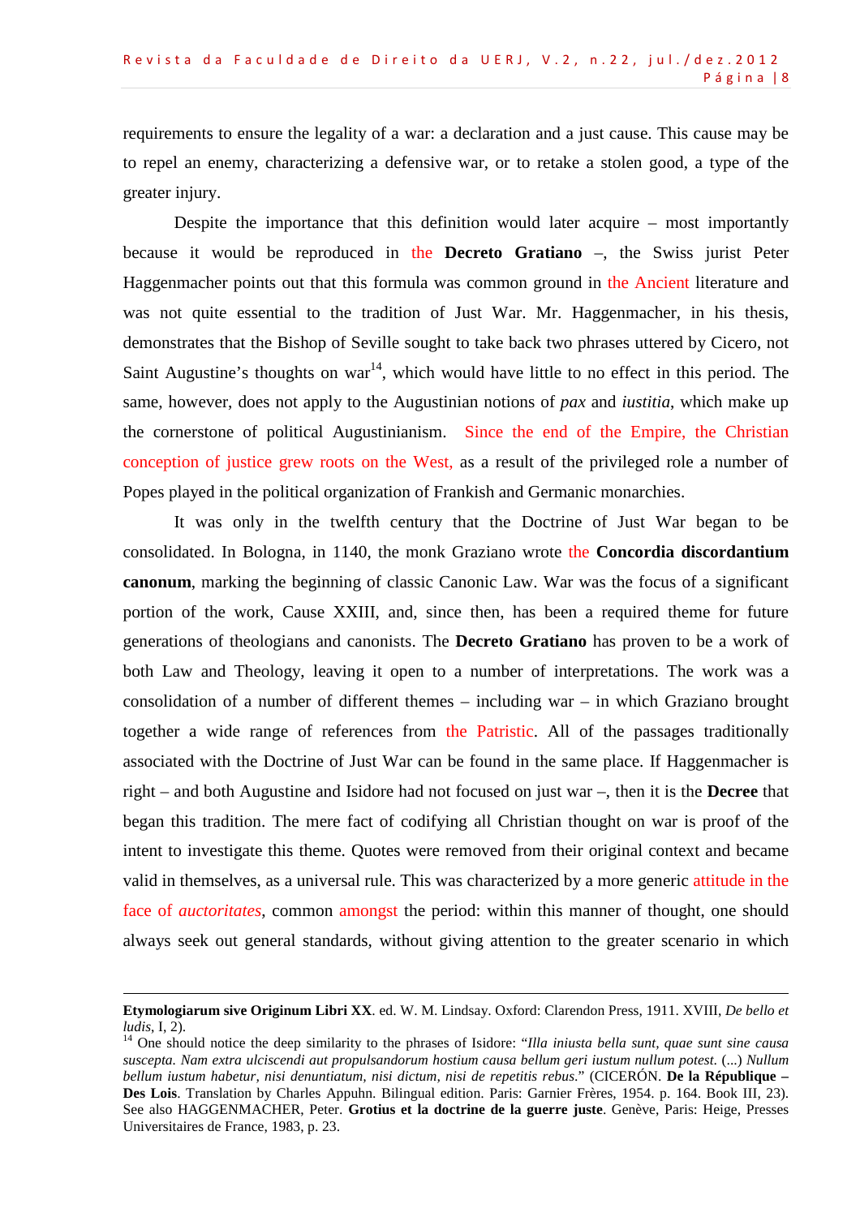requirements to ensure the legality of a war: a declaration and a just cause. This cause may be to repel an enemy, characterizing a defensive war, or to retake a stolen good, a type of the greater injury.

Despite the importance that this definition would later acquire – most importantly because it would be reproduced in the **Decreto Gratiano** –, the Swiss jurist Peter Haggenmacher points out that this formula was common ground in the Ancient literature and was not quite essential to the tradition of Just War. Mr. Haggenmacher, in his thesis, demonstrates that the Bishop of Seville sought to take back two phrases uttered by Cicero, not Saint Augustine's thoughts on war[14], which would have little to no effect in this period. The same, however, does not apply to the Augustinian notions of *pax* and *iustitia*, which make up the cornerstone of political Augustinianism. Since the end of the Empire, the Christian conception of justice grew roots on the West, as a result of the privileged role a number of Popes played in the political organization of Frankish and Germanic monarchies.

It was only in the twelfth century that the Doctrine of Just War began to be consolidated. In Bologna, in 1140, the monk Graziano wrote the **Concordia discordantium canonum**, marking the beginning of classic Canonic Law. War was the focus of a significant portion of the work, Cause XXIII, and, since then, has been a required theme for future generations of theologians and canonists. The **Decreto Gratiano** has proven to be a work of both Law and Theology, leaving it open to a number of interpretations. The work was a consolidation of a number of different themes – including war – in which Graziano brought together a wide range of references from the Patristic. All of the passages traditionally associated with the Doctrine of Just War can be found in the same place. If Haggenmacher is right – and both Augustine and Isidore had not focused on just war –, then it is the **Decree** that began this tradition. The mere fact of codifying all Christian thought on war is proof of the intent to investigate this theme. Quotes were removed from their original context and became valid in themselves, as a universal rule. This was characterized by a more generic attitude in the face of *auctoritates*, common amongst the period: within this manner of thought, one should always seek out general standards, without giving attention to the greater scenario in which

---

**Etymologiarum sive Originum Libri XX**. ed. W. M. Lindsay. Oxford: Clarendon Press, 1911. XVIII, *De bello et ludis*, I, 2).

[14] One should notice the deep similarity to the phrases of Isidore: "*Illa iniusta bella sunt, quae sunt sine causa suscepta. Nam extra ulciscendi aut propulsandorum hostium causa bellum geri iustum nullum potest.* (...) *Nullum bellum iustum habetur, nisi denuntiatum, nisi dictum, nisi de repetitis rebus*." (CICERÓN. **De la République – Des Lois**. Translation by Charles Appuhn. Bilingual edition. Paris: Garnier Frères, 1954. p. 164. Book III, 23). See also HAGGENMACHER, Peter. **Grotius et la doctrine de la guerre juste**. Genève, Paris: Heige, Presses Universitaires de France, 1983, p. 23.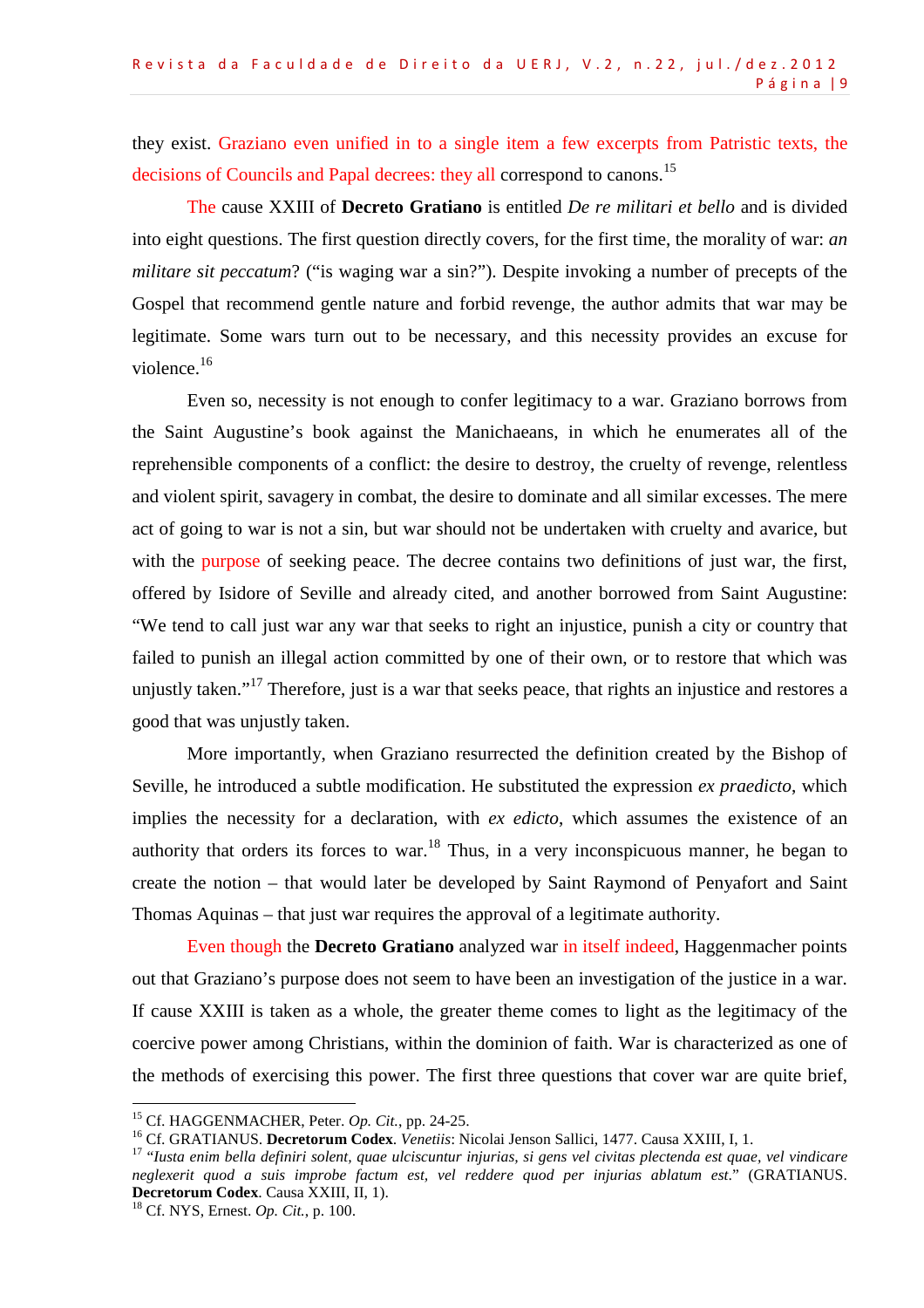they exist. Graziano even unified in to a single item a few excerpts from Patristic texts, the decisions of Councils and Papal decrees: they all correspond to canons.[15]

The cause XXIII of **Decreto Gratiano** is entitled *De re militari et bello* and is divided into eight questions. The first question directly covers, for the first time, the morality of war: *an militare sit peccatum*? ("is waging war a sin?"). Despite invoking a number of precepts of the Gospel that recommend gentle nature and forbid revenge, the author admits that war may be legitimate. Some wars turn out to be necessary, and this necessity provides an excuse for violence.[16]

Even so, necessity is not enough to confer legitimacy to a war. Graziano borrows from the Saint Augustine's book against the Manichaeans, in which he enumerates all of the reprehensible components of a conflict: the desire to destroy, the cruelty of revenge, relentless and violent spirit, savagery in combat, the desire to dominate and all similar excesses. The mere act of going to war is not a sin, but war should not be undertaken with cruelty and avarice, but with the purpose of seeking peace. The decree contains two definitions of just war, the first, offered by Isidore of Seville and already cited, and another borrowed from Saint Augustine: "We tend to call just war any war that seeks to right an injustice, punish a city or country that failed to punish an illegal action committed by one of their own, or to restore that which was unjustly taken."[17] Therefore, just is a war that seeks peace, that rights an injustice and restores a good that was unjustly taken.

More importantly, when Graziano resurrected the definition created by the Bishop of Seville, he introduced a subtle modification. He substituted the expression *ex praedicto*, which implies the necessity for a declaration, with *ex edicto*, which assumes the existence of an authority that orders its forces to war.[18] Thus, in a very inconspicuous manner, he began to create the notion – that would later be developed by Saint Raymond of Penyafort and Saint Thomas Aquinas – that just war requires the approval of a legitimate authority.

Even though the **Decreto Gratiano** analyzed war in itself indeed, Haggenmacher points out that Graziano's purpose does not seem to have been an investigation of the justice in a war. If cause XXIII is taken as a whole, the greater theme comes to light as the legitimacy of the coercive power among Christians, within the dominion of faith. War is characterized as one of the methods of exercising this power. The first three questions that cover war are quite brief,

---

[15] Cf. HAGGENMACHER, Peter. *Op. Cit.*, pp. 24-25.

[16] Cf. GRATIANUS. **Decretorum Codex**. *Venetiis*: Nicolai Jenson Sallici, 1477. Causa XXIII, I, 1.

[17] *"Iusta enim bella definiri solent, quae ulciscuntur injurias, si gens vel civitas plectenda est quae, vel vindicare neglexerit quod a suis improbe factum est, vel reddere quod per injurias ablatum est."* (GRATIANUS. **Decretorum Codex**. Causa XXIII, II, 1).

[18] Cf. NYS, Ernest. *Op. Cit.*, p. 100.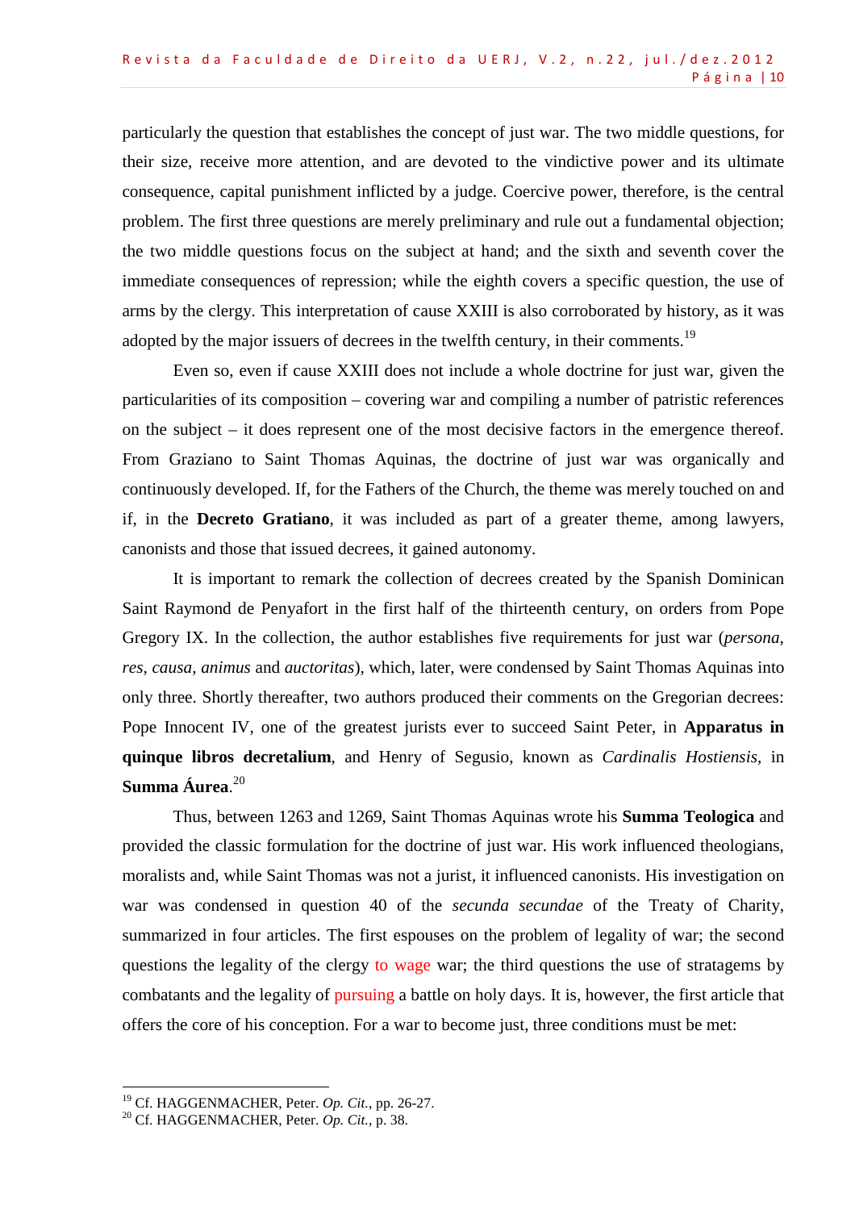particularly the question that establishes the concept of just war. The two middle questions, for their size, receive more attention, and are devoted to the vindictive power and its ultimate consequence, capital punishment inflicted by a judge. Coercive power, therefore, is the central problem. The first three questions are merely preliminary and rule out a fundamental objection; the two middle questions focus on the subject at hand; and the sixth and seventh cover the immediate consequences of repression; while the eighth covers a specific question, the use of arms by the clergy. This interpretation of cause XXIII is also corroborated by history, as it was adopted by the major issuers of decrees in the twelfth century, in their comments.[19]

Even so, even if cause XXIII does not include a whole doctrine for just war, given the particularities of its composition – covering war and compiling a number of patristic references on the subject – it does represent one of the most decisive factors in the emergence thereof. From Graziano to Saint Thomas Aquinas, the doctrine of just war was organically and continuously developed. If, for the Fathers of the Church, the theme was merely touched on and if, in the **Decreto Gratiano**, it was included as part of a greater theme, among lawyers, canonists and those that issued decrees, it gained autonomy.

It is important to remark the collection of decrees created by the Spanish Dominican Saint Raymond de Penyafort in the first half of the thirteenth century, on orders from Pope Gregory IX. In the collection, the author establishes five requirements for just war (*persona*, *res*, *causa*, *animus* and *auctoritas*), which, later, were condensed by Saint Thomas Aquinas into only three. Shortly thereafter, two authors produced their comments on the Gregorian decrees: Pope Innocent IV, one of the greatest jurists ever to succeed Saint Peter, in **Apparatus in quinque libros decretalium**, and Henry of Segusio, known as *Cardinalis Hostiensis*, in **Summa Áurea**.[20]

Thus, between 1263 and 1269, Saint Thomas Aquinas wrote his **Summa Teologica** and provided the classic formulation for the doctrine of just war. His work influenced theologians, moralists and, while Saint Thomas was not a jurist, it influenced canonists. His investigation on war was condensed in question 40 of the *secunda secundae* of the Treaty of Charity, summarized in four articles. The first espouses on the problem of legality of war; the second questions the legality of the clergy to wage war; the third questions the use of stratagems by combatants and the legality of pursuing a battle on holy days. It is, however, the first article that offers the core of his conception. For a war to become just, three conditions must be met:

---

[19] Cf. HAGGENMACHER, Peter. *Op. Cit.*, pp. 26-27.

[20] Cf. HAGGENMACHER, Peter. *Op. Cit.*, p. 38.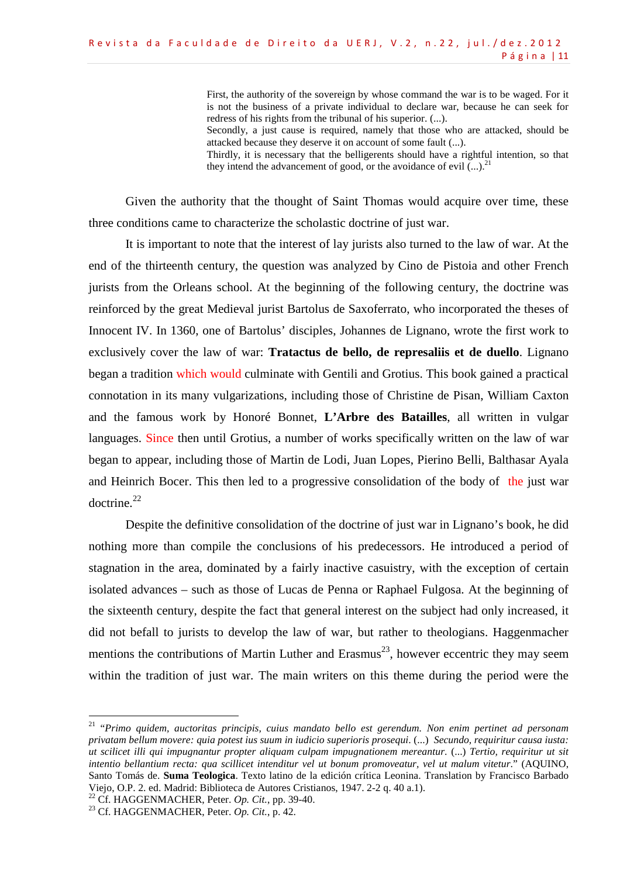> First, the authority of the sovereign by whose command the war is to be waged. For it is not the business of a private individual to declare war, because he can seek for redress of his rights from the tribunal of his superior. (...).
> Secondly, a just cause is required, namely that those who are attacked, should be attacked because they deserve it on account of some fault (...).
> Thirdly, it is necessary that the belligerents should have a rightful intention, so that they intend the advancement of good, or the avoidance of evil (...).[21]

Given the authority that the thought of Saint Thomas would acquire over time, these three conditions came to characterize the scholastic doctrine of just war.

It is important to note that the interest of lay jurists also turned to the law of war. At the end of the thirteenth century, the question was analyzed by Cino de Pistoia and other French jurists from the Orleans school. At the beginning of the following century, the doctrine was reinforced by the great Medieval jurist Bartolus de Saxoferrato, who incorporated the theses of Innocent IV. In 1360, one of Bartolus' disciples, Johannes de Lignano, wrote the first work to exclusively cover the law of war: **Tratactus de bello, de represaliis et de duello**. Lignano began a tradition which would culminate with Gentili and Grotius. This book gained a practical connotation in its many vulgarizations, including those of Christine de Pisan, William Caxton and the famous work by Honoré Bonnet, **L'Arbre des Batailles**, all written in vulgar languages. Since then until Grotius, a number of works specifically written on the law of war began to appear, including those of Martin de Lodi, Juan Lopes, Pierino Belli, Balthasar Ayala and Heinrich Bocer. This then led to a progressive consolidation of the body of the just war doctrine.[22]

Despite the definitive consolidation of the doctrine of just war in Lignano's book, he did nothing more than compile the conclusions of his predecessors. He introduced a period of stagnation in the area, dominated by a fairly inactive casuistry, with the exception of certain isolated advances – such as those of Lucas de Penna or Raphael Fulgosa. At the beginning of the sixteenth century, despite the fact that general interest on the subject had only increased, it did not befall to jurists to develop the law of war, but rather to theologians. Haggenmacher mentions the contributions of Martin Luther and Erasmus[23], however eccentric they may seem within the tradition of just war. The main writers on this theme during the period were the

---

[21] "*Primo quidem, auctoritas principis, cuius mandato bello est gerendum. Non enim pertinet ad personam privatam bellum movere: quia potest ius suum in iudicio superioris prosequi*. (...) *Secundo, requiritur causa iusta: ut scilicet illi qui impugnantur propter aliquam culpam impugnationem mereantur*. (...) *Tertio, requiritur ut sit intentio bellantium recta: qua scillicet intenditur vel ut bonum promoveatur, vel ut malum vitetur*." (AQUINO, Santo Tomás de. **Suma Teologica**. Texto latino de la edición crítica Leonina. Translation by Francisco Barbado Viejo, O.P. 2. ed. Madrid: Biblioteca de Autores Cristianos, 1947. 2-2 q. 40 a.1).

[22] Cf. HAGGENMACHER, Peter. *Op. Cit.*, pp. 39-40.

[23] Cf. HAGGENMACHER, Peter. *Op. Cit.*, p. 42.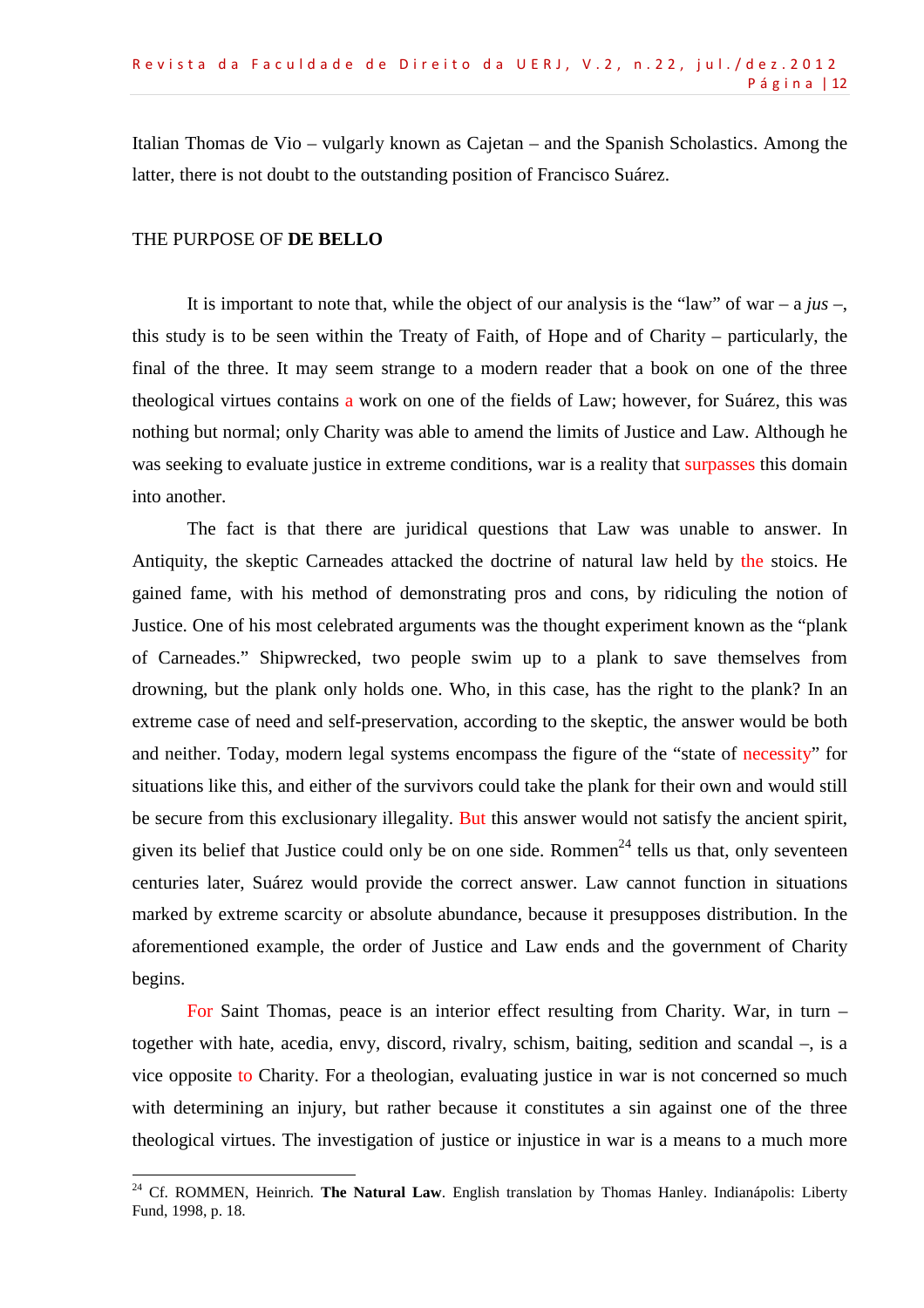Italian Thomas de Vio – vulgarly known as Cajetan – and the Spanish Scholastics. Among the latter, there is not doubt to the outstanding position of Francisco Suárez.

## THE PURPOSE OF **DE BELLO**

It is important to note that, while the object of our analysis is the "law" of war – a *jus* –, this study is to be seen within the Treaty of Faith, of Hope and of Charity – particularly, the final of the three. It may seem strange to a modern reader that a book on one of the three theological virtues contains a work on one of the fields of Law; however, for Suárez, this was nothing but normal; only Charity was able to amend the limits of Justice and Law. Although he was seeking to evaluate justice in extreme conditions, war is a reality that surpasses this domain into another.

The fact is that there are juridical questions that Law was unable to answer. In Antiquity, the skeptic Carneades attacked the doctrine of natural law held by the stoics. He gained fame, with his method of demonstrating pros and cons, by ridiculing the notion of Justice. One of his most celebrated arguments was the thought experiment known as the "plank of Carneades." Shipwrecked, two people swim up to a plank to save themselves from drowning, but the plank only holds one. Who, in this case, has the right to the plank? In an extreme case of need and self-preservation, according to the skeptic, the answer would be both and neither. Today, modern legal systems encompass the figure of the "state of necessity" for situations like this, and either of the survivors could take the plank for their own and would still be secure from this exclusionary illegality. But this answer would not satisfy the ancient spirit, given its belief that Justice could only be on one side. Rommen[24] tells us that, only seventeen centuries later, Suárez would provide the correct answer. Law cannot function in situations marked by extreme scarcity or absolute abundance, because it presupposes distribution. In the aforementioned example, the order of Justice and Law ends and the government of Charity begins.

For Saint Thomas, peace is an interior effect resulting from Charity. War, in turn – together with hate, acedia, envy, discord, rivalry, schism, baiting, sedition and scandal –, is a vice opposite to Charity. For a theologian, evaluating justice in war is not concerned so much with determining an injury, but rather because it constitutes a sin against one of the three theological virtues. The investigation of justice or injustice in war is a means to a much more

---

[24] Cf. ROMMEN, Heinrich. **The Natural Law**. English translation by Thomas Hanley. Indianápolis: Liberty Fund, 1998, p. 18.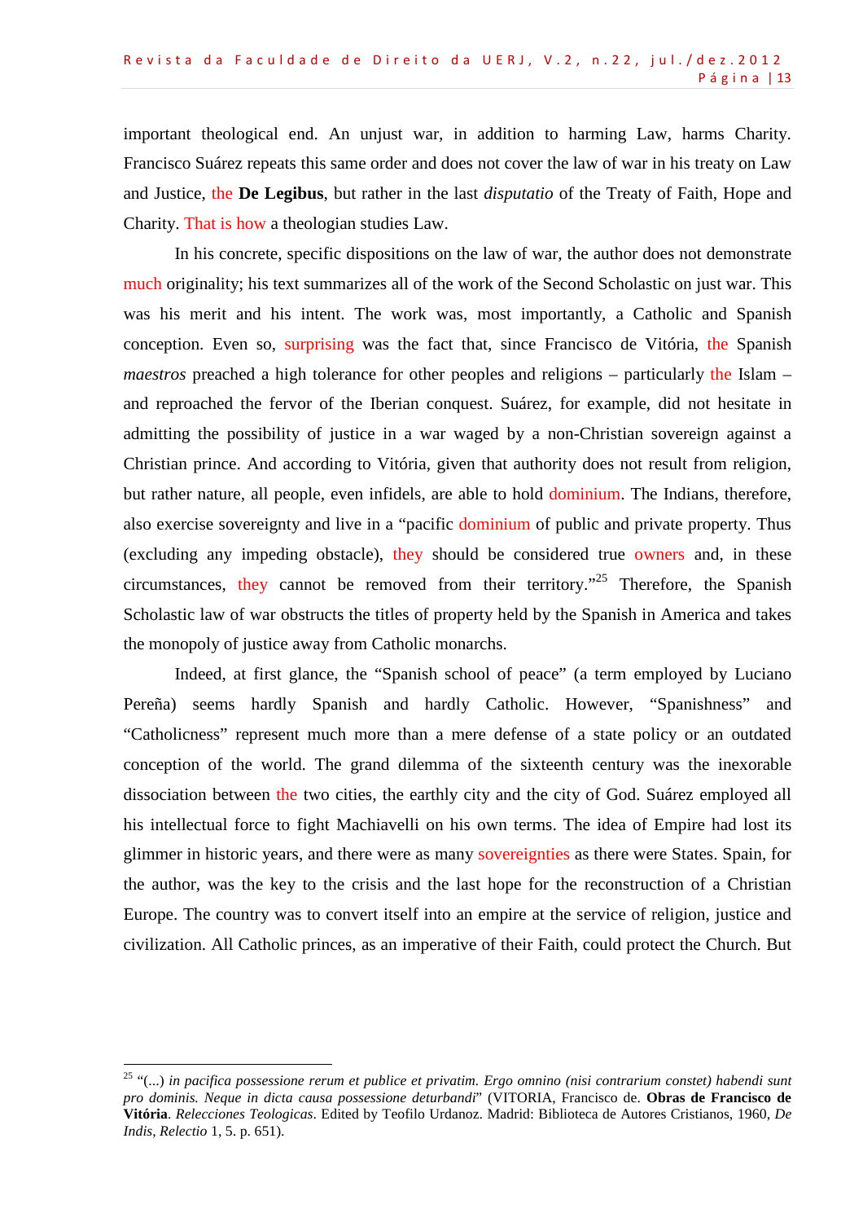important theological end. An unjust war, in addition to harming Law, harms Charity. Francisco Suárez repeats this same order and does not cover the law of war in his treaty on Law and Justice, the **De Legibus**, but rather in the last *disputatio* of the Treaty of Faith, Hope and Charity. That is how a theologian studies Law.

In his concrete, specific dispositions on the law of war, the author does not demonstrate much originality; his text summarizes all of the work of the Second Scholastic on just war. This was his merit and his intent. The work was, most importantly, a Catholic and Spanish conception. Even so, surprising was the fact that, since Francisco de Vitória, the Spanish *maestros* preached a high tolerance for other peoples and religions – particularly the Islam – and reproached the fervor of the Iberian conquest. Suárez, for example, did not hesitate in admitting the possibility of justice in a war waged by a non-Christian sovereign against a Christian prince. And according to Vitória, given that authority does not result from religion, but rather nature, all people, even infidels, are able to hold dominium. The Indians, therefore, also exercise sovereignty and live in a "pacific dominium of public and private property. Thus (excluding any impeding obstacle), they should be considered true owners and, in these circumstances, they cannot be removed from their territory."[25] Therefore, the Spanish Scholastic law of war obstructs the titles of property held by the Spanish in America and takes the monopoly of justice away from Catholic monarchs.

Indeed, at first glance, the "Spanish school of peace" (a term employed by Luciano Pereña) seems hardly Spanish and hardly Catholic. However, "Spanishness" and "Catholicness" represent much more than a mere defense of a state policy or an outdated conception of the world. The grand dilemma of the sixteenth century was the inexorable dissociation between the two cities, the earthly city and the city of God. Suárez employed all his intellectual force to fight Machiavelli on his own terms. The idea of Empire had lost its glimmer in historic years, and there were as many sovereignties as there were States. Spain, for the author, was the key to the crisis and the last hope for the reconstruction of a Christian Europe. The country was to convert itself into an empire at the service of religion, justice and civilization. All Catholic princes, as an imperative of their Faith, could protect the Church. But

---

[25] "(...) *in pacifica possessione rerum et publice et privatim. Ergo omnino (nisi contrarium constet) habendi sunt pro dominis. Neque in dicta causa possessione deturbandi*" (VITORIA, Francisco de. **Obras de Francisco de Vitória**. *Relecciones Teologicas*. Edited by Teofilo Urdanoz. Madrid: Biblioteca de Autores Cristianos, 1960, *De Indis*, *Relectio* 1, 5. p. 651).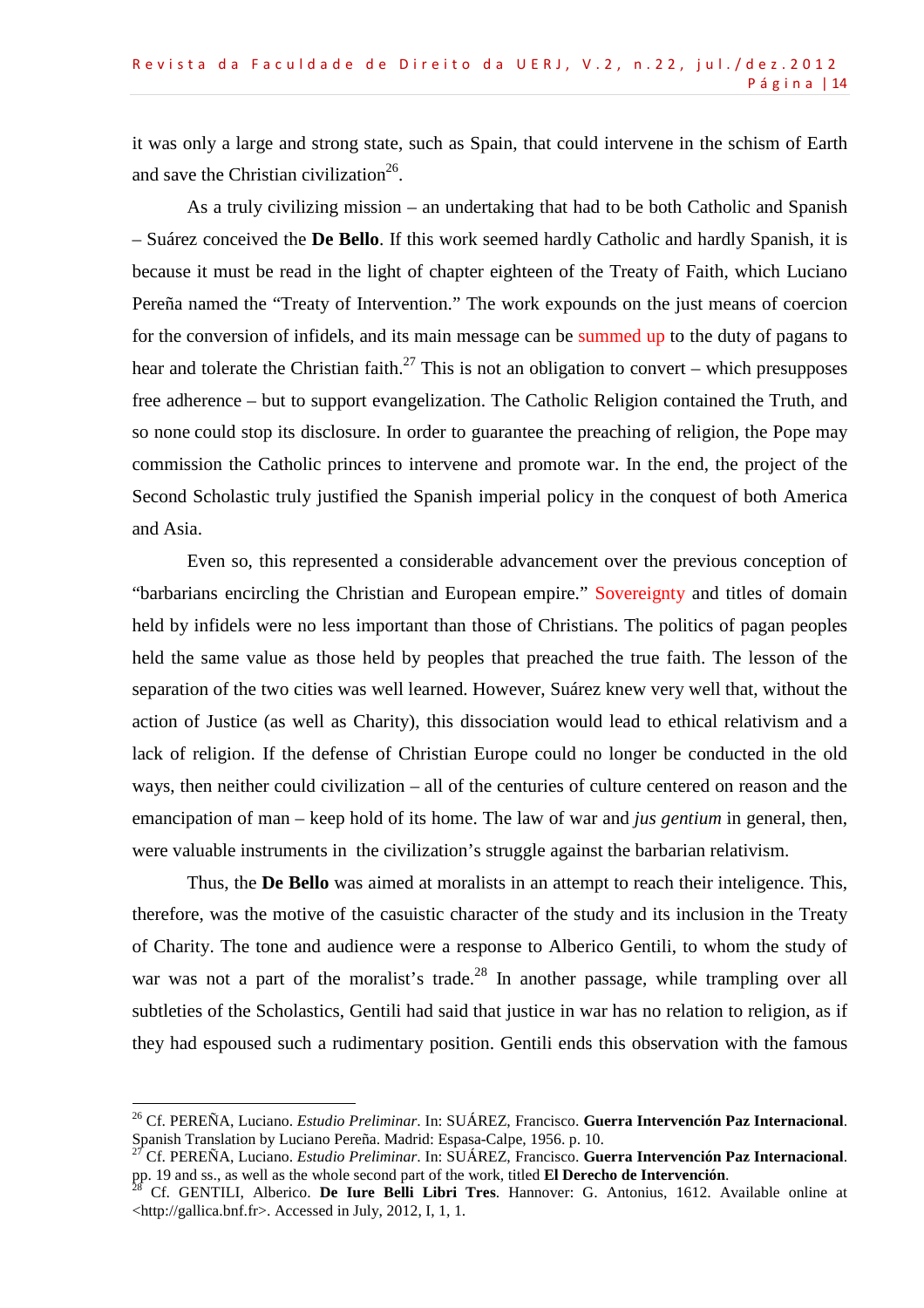it was only a large and strong state, such as Spain, that could intervene in the schism of Earth and save the Christian civilization[26].

As a truly civilizing mission – an undertaking that had to be both Catholic and Spanish – Suárez conceived the **De Bello**. If this work seemed hardly Catholic and hardly Spanish, it is because it must be read in the light of chapter eighteen of the Treaty of Faith, which Luciano Pereña named the "Treaty of Intervention." The work expounds on the just means of coercion for the conversion of infidels, and its main message can be summed up to the duty of pagans to hear and tolerate the Christian faith.[27] This is not an obligation to convert – which presupposes free adherence – but to support evangelization. The Catholic Religion contained the Truth, and so none could stop its disclosure. In order to guarantee the preaching of religion, the Pope may commission the Catholic princes to intervene and promote war. In the end, the project of the Second Scholastic truly justified the Spanish imperial policy in the conquest of both America and Asia.

Even so, this represented a considerable advancement over the previous conception of "barbarians encircling the Christian and European empire." Sovereignty and titles of domain held by infidels were no less important than those of Christians. The politics of pagan peoples held the same value as those held by peoples that preached the true faith. The lesson of the separation of the two cities was well learned. However, Suárez knew very well that, without the action of Justice (as well as Charity), this dissociation would lead to ethical relativism and a lack of religion. If the defense of Christian Europe could no longer be conducted in the old ways, then neither could civilization – all of the centuries of culture centered on reason and the emancipation of man – keep hold of its home. The law of war and *jus gentium* in general, then, were valuable instruments in the civilization's struggle against the barbarian relativism.

Thus, the **De Bello** was aimed at moralists in an attempt to reach their inteligence. This, therefore, was the motive of the casuistic character of the study and its inclusion in the Treaty of Charity. The tone and audience were a response to Alberico Gentili, to whom the study of war was not a part of the moralist's trade.[28] In another passage, while trampling over all subtleties of the Scholastics, Gentili had said that justice in war has no relation to religion, as if they had espoused such a rudimentary position. Gentili ends this observation with the famous

---

[26] Cf. PEREÑA, Luciano. *Estudio Preliminar*. In: SUÁREZ, Francisco. **Guerra Intervención Paz Internacional**. Spanish Translation by Luciano Pereña. Madrid: Espasa-Calpe, 1956. p. 10.

[27] Cf. PEREÑA, Luciano. *Estudio Preliminar*. In: SUÁREZ, Francisco. **Guerra Intervención Paz Internacional**. pp. 19 and ss., as well as the whole second part of the work, titled **El Derecho de Intervención**.

[28] Cf. GENTILI, Alberico. **De Iure Belli Libri Tres**. Hannover: G. Antonius, 1612. Available online at <http://gallica.bnf.fr>. Accessed in July, 2012, I, 1, 1.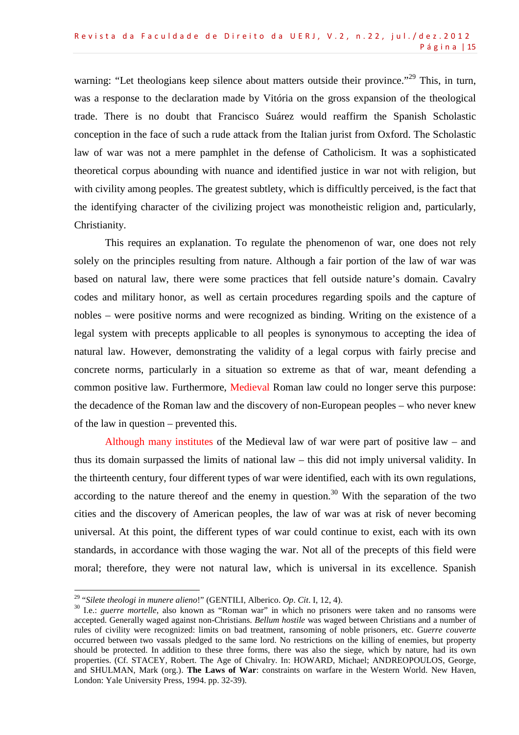warning: "Let theologians keep silence about matters outside their province."[29] This, in turn, was a response to the declaration made by Vitória on the gross expansion of the theological trade. There is no doubt that Francisco Suárez would reaffirm the Spanish Scholastic conception in the face of such a rude attack from the Italian jurist from Oxford. The Scholastic law of war was not a mere pamphlet in the defense of Catholicism. It was a sophisticated theoretical corpus abounding with nuance and identified justice in war not with religion, but with civility among peoples. The greatest subtlety, which is difficultly perceived, is the fact that the identifying character of the civilizing project was monotheistic religion and, particularly, Christianity.

This requires an explanation. To regulate the phenomenon of war, one does not rely solely on the principles resulting from nature. Although a fair portion of the law of war was based on natural law, there were some practices that fell outside nature's domain. Cavalry codes and military honor, as well as certain procedures regarding spoils and the capture of nobles – were positive norms and were recognized as binding. Writing on the existence of a legal system with precepts applicable to all peoples is synonymous to accepting the idea of natural law. However, demonstrating the validity of a legal corpus with fairly precise and concrete norms, particularly in a situation so extreme as that of war, meant defending a common positive law. Furthermore, Medieval Roman law could no longer serve this purpose: the decadence of the Roman law and the discovery of non-European peoples – who never knew of the law in question – prevented this.

Although many institutes of the Medieval law of war were part of positive law – and thus its domain surpassed the limits of national law – this did not imply universal validity. In the thirteenth century, four different types of war were identified, each with its own regulations, according to the nature thereof and the enemy in question.[30] With the separation of the two cities and the discovery of American peoples, the law of war was at risk of never becoming universal. At this point, the different types of war could continue to exist, each with its own standards, in accordance with those waging the war. Not all of the precepts of this field were moral; therefore, they were not natural law, which is universal in its excellence. Spanish

---

[29] "*Silete theologi in munere alieno*!" (GENTILI, Alberico. *Op. Cit.* I, 12, 4).

[30] I.e.: *guerre mortelle*, also known as "Roman war" in which no prisoners were taken and no ransoms were accepted. Generally waged against non-Christians. *Bellum hostile* was waged between Christians and a number of rules of civility were recognized: limits on bad treatment, ransoming of noble prisoners, etc. G*uerre couverte* occurred between two vassals pledged to the same lord. No restrictions on the killing of enemies, but property should be protected. In addition to these three forms, there was also the siege, which by nature, had its own properties. (Cf. STACEY, Robert. The Age of Chivalry. In: HOWARD, Michael; ANDREOPOULOS, George, and SHULMAN, Mark (org.). **The Laws of War**: constraints on warfare in the Western World. New Haven, London: Yale University Press, 1994. pp. 32-39).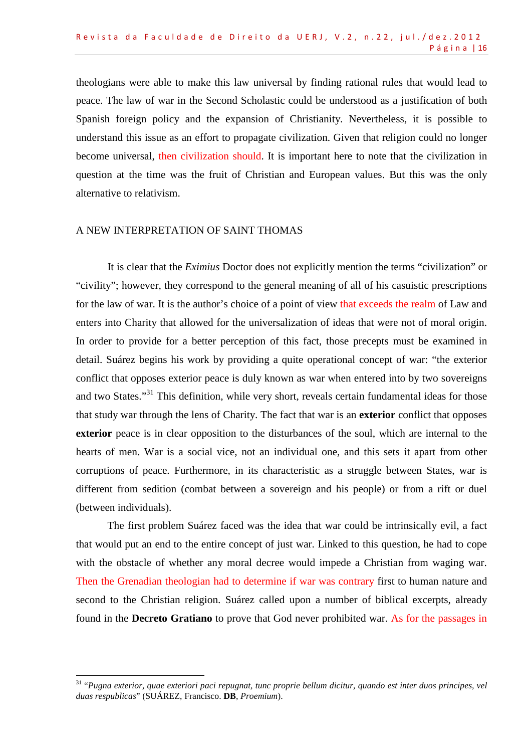theologians were able to make this law universal by finding rational rules that would lead to peace. The law of war in the Second Scholastic could be understood as a justification of both Spanish foreign policy and the expansion of Christianity. Nevertheless, it is possible to understand this issue as an effort to propagate civilization. Given that religion could no longer become universal, then civilization should. It is important here to note that the civilization in question at the time was the fruit of Christian and European values. But this was the only alternative to relativism.

## A NEW INTERPRETATION OF SAINT THOMAS

It is clear that the *Eximius* Doctor does not explicitly mention the terms "civilization" or "civility"; however, they correspond to the general meaning of all of his casuistic prescriptions for the law of war. It is the author's choice of a point of view that exceeds the realm of Law and enters into Charity that allowed for the universalization of ideas that were not of moral origin. In order to provide for a better perception of this fact, those precepts must be examined in detail. Suárez begins his work by providing a quite operational concept of war: "the exterior conflict that opposes exterior peace is duly known as war when entered into by two sovereigns and two States."[31] This definition, while very short, reveals certain fundamental ideas for those that study war through the lens of Charity. The fact that war is an **exterior** conflict that opposes **exterior** peace is in clear opposition to the disturbances of the soul, which are internal to the hearts of men. War is a social vice, not an individual one, and this sets it apart from other corruptions of peace. Furthermore, in its characteristic as a struggle between States, war is different from sedition (combat between a sovereign and his people) or from a rift or duel (between individuals).

The first problem Suárez faced was the idea that war could be intrinsically evil, a fact that would put an end to the entire concept of just war. Linked to this question, he had to cope with the obstacle of whether any moral decree would impede a Christian from waging war. Then the Grenadian theologian had to determine if war was contrary first to human nature and second to the Christian religion. Suárez called upon a number of biblical excerpts, already found in the **Decreto Gratiano** to prove that God never prohibited war. As for the passages in

---

[31] "*Pugna exterior, quae exteriori paci repugnat, tunc proprie bellum dicitur, quando est inter duos principes, vel duas respublicas*" (SUÁREZ, Francisco. **DB**, *Proemium*).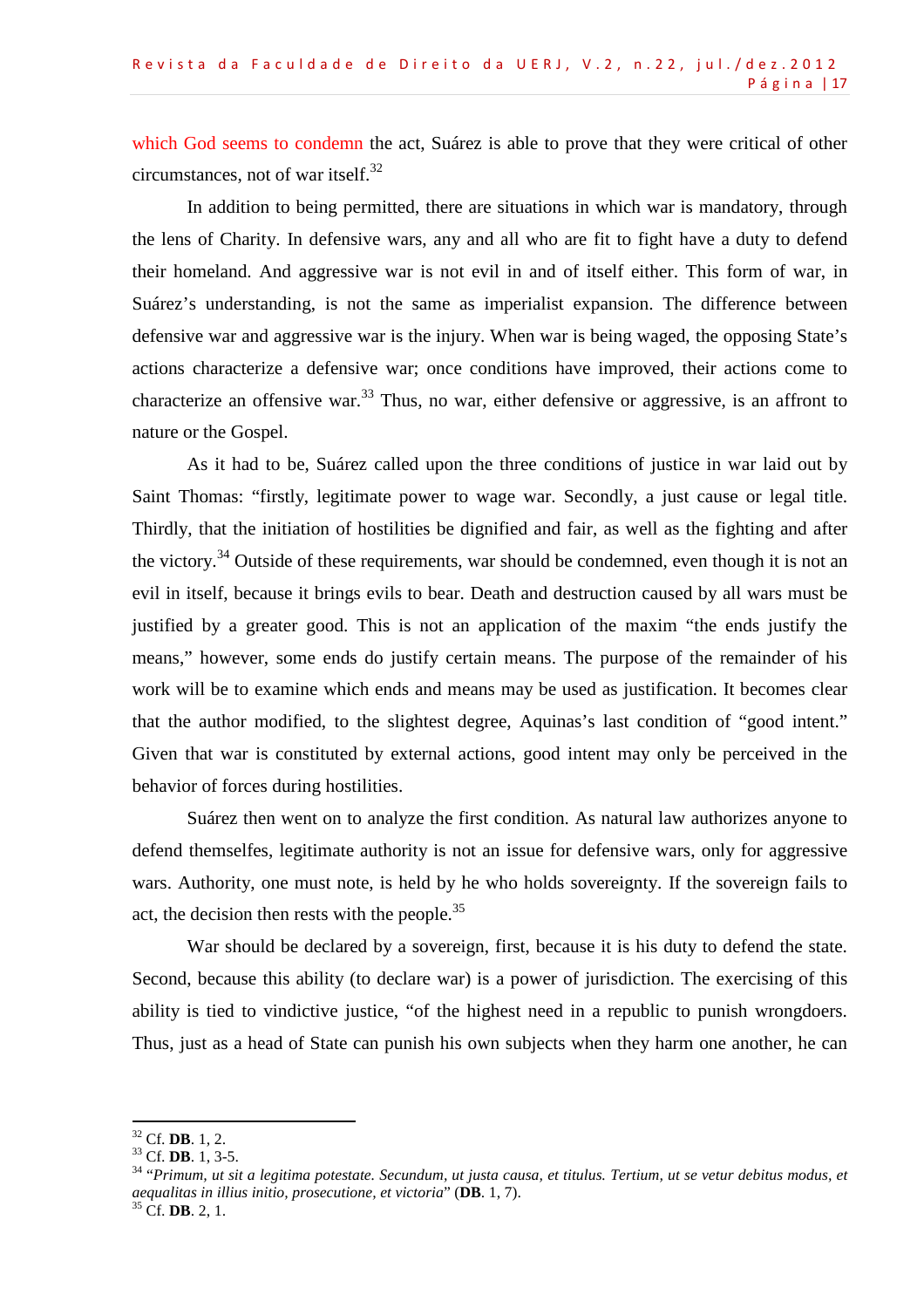which God seems to condemn the act, Suárez is able to prove that they were critical of other circumstances, not of war itself.[32]

In addition to being permitted, there are situations in which war is mandatory, through the lens of Charity. In defensive wars, any and all who are fit to fight have a duty to defend their homeland. And aggressive war is not evil in and of itself either. This form of war, in Suárez's understanding, is not the same as imperialist expansion. The difference between defensive war and aggressive war is the injury. When war is being waged, the opposing State's actions characterize a defensive war; once conditions have improved, their actions come to characterize an offensive war.[33] Thus, no war, either defensive or aggressive, is an affront to nature or the Gospel.

As it had to be, Suárez called upon the three conditions of justice in war laid out by Saint Thomas: "firstly, legitimate power to wage war. Secondly, a just cause or legal title. Thirdly, that the initiation of hostilities be dignified and fair, as well as the fighting and after the victory.[34] Outside of these requirements, war should be condemned, even though it is not an evil in itself, because it brings evils to bear. Death and destruction caused by all wars must be justified by a greater good. This is not an application of the maxim "the ends justify the means," however, some ends do justify certain means. The purpose of the remainder of his work will be to examine which ends and means may be used as justification. It becomes clear that the author modified, to the slightest degree, Aquinas's last condition of "good intent." Given that war is constituted by external actions, good intent may only be perceived in the behavior of forces during hostilities.

Suárez then went on to analyze the first condition. As natural law authorizes anyone to defend themselfes, legitimate authority is not an issue for defensive wars, only for aggressive wars. Authority, one must note, is held by he who holds sovereignty. If the sovereign fails to act, the decision then rests with the people.[35]

War should be declared by a sovereign, first, because it is his duty to defend the state. Second, because this ability (to declare war) is a power of jurisdiction. The exercising of this ability is tied to vindictive justice, "of the highest need in a republic to punish wrongdoers. Thus, just as a head of State can punish his own subjects when they harm one another, he can

---

[32] Cf. **DB**. 1, 2.

[33] Cf. **DB**. 1, 3-5.

[34] "*Primum, ut sit a legitima potestate. Secundum, ut justa causa, et titulus. Tertium, ut se vetur debitus modus, et aequalitas in illius initio, prosecutione, et victoria*" (**DB**. 1, 7).

[35] Cf. **DB**. 2, 1.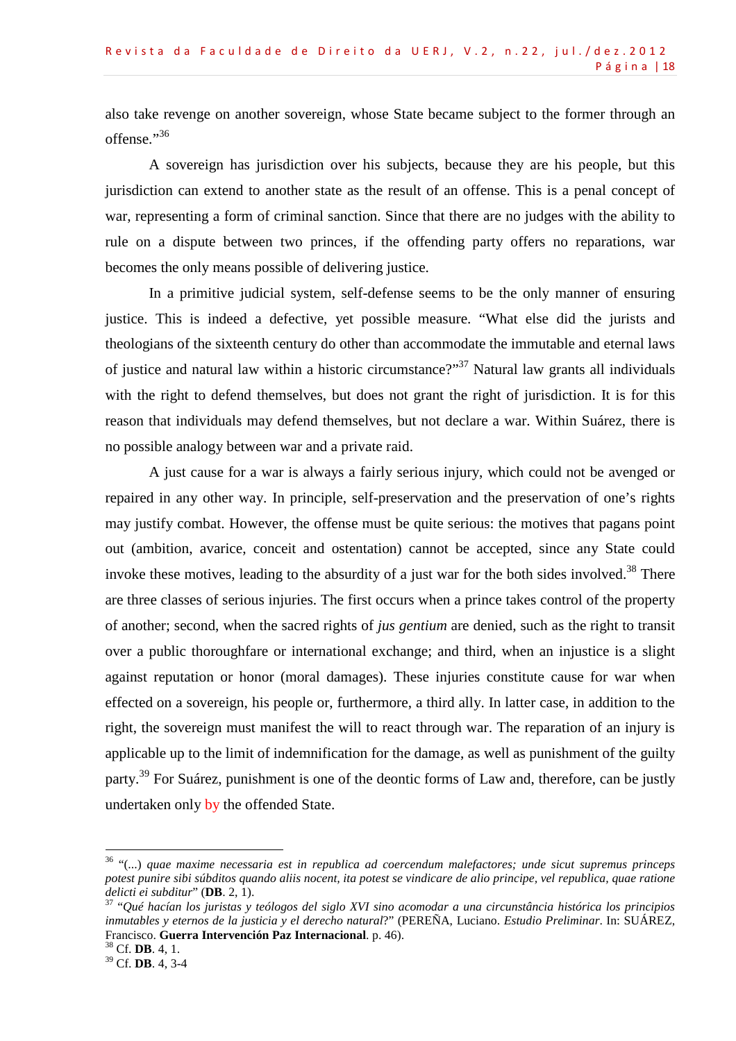also take revenge on another sovereign, whose State became subject to the former through an offense."[36]

A sovereign has jurisdiction over his subjects, because they are his people, but this jurisdiction can extend to another state as the result of an offense. This is a penal concept of war, representing a form of criminal sanction. Since that there are no judges with the ability to rule on a dispute between two princes, if the offending party offers no reparations, war becomes the only means possible of delivering justice.

In a primitive judicial system, self-defense seems to be the only manner of ensuring justice. This is indeed a defective, yet possible measure. "What else did the jurists and theologians of the sixteenth century do other than accommodate the immutable and eternal laws of justice and natural law within a historic circumstance?"[37] Natural law grants all individuals with the right to defend themselves, but does not grant the right of jurisdiction. It is for this reason that individuals may defend themselves, but not declare a war. Within Suárez, there is no possible analogy between war and a private raid.

A just cause for a war is always a fairly serious injury, which could not be avenged or repaired in any other way. In principle, self-preservation and the preservation of one's rights may justify combat. However, the offense must be quite serious: the motives that pagans point out (ambition, avarice, conceit and ostentation) cannot be accepted, since any State could invoke these motives, leading to the absurdity of a just war for the both sides involved.[38] There are three classes of serious injuries. The first occurs when a prince takes control of the property of another; second, when the sacred rights of *jus gentium* are denied, such as the right to transit over a public thoroughfare or international exchange; and third, when an injustice is a slight against reputation or honor (moral damages). These injuries constitute cause for war when effected on a sovereign, his people or, furthermore, a third ally. In latter case, in addition to the right, the sovereign must manifest the will to react through war. The reparation of an injury is applicable up to the limit of indemnification for the damage, as well as punishment of the guilty party.[39] For Suárez, punishment is one of the deontic forms of Law and, therefore, can be justly undertaken only by the offended State.

---

[36] "(...) *quae maxime necessaria est in republica ad coercendum malefactores; unde sicut supremus princeps potest punire sibi súbditos quando aliis nocent, ita potest se vindicare de alio principe, vel republica, quae ratione delicti ei subditur*" (**DB**. 2, 1).

[37] "*Qué hacían los juristas y teólogos del siglo XVI sino acomodar a una circunstância histórica los principios inmutables y eternos de la justicia y el derecho natural*?" (PEREÑA, Luciano. *Estudio Preliminar*. In: SUÁREZ, Francisco. **Guerra Intervención Paz Internacional**. p. 46).

[38] Cf. **DB**. 4, 1.

[39] Cf. **DB**. 4, 3-4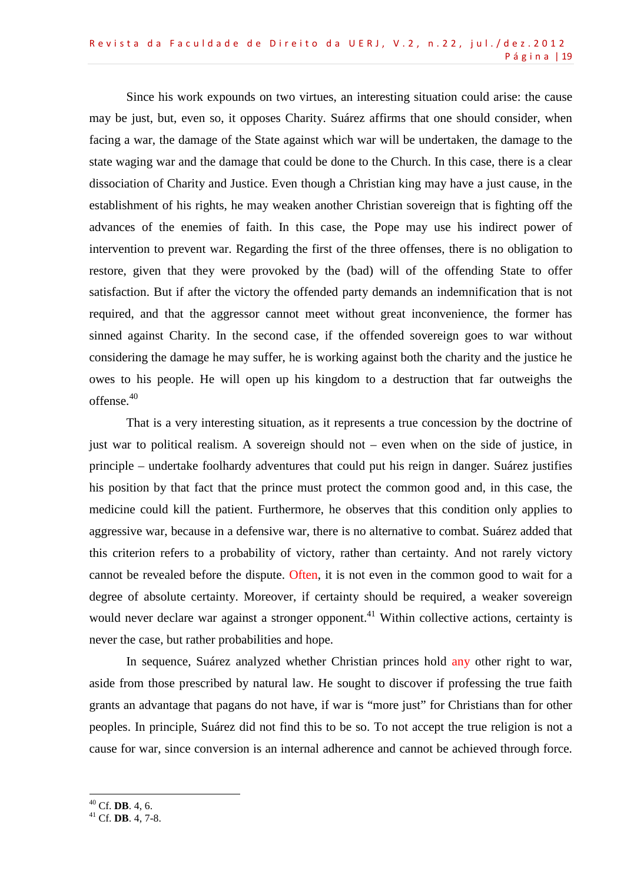Since his work expounds on two virtues, an interesting situation could arise: the cause may be just, but, even so, it opposes Charity. Suárez affirms that one should consider, when facing a war, the damage of the State against which war will be undertaken, the damage to the state waging war and the damage that could be done to the Church. In this case, there is a clear dissociation of Charity and Justice. Even though a Christian king may have a just cause, in the establishment of his rights, he may weaken another Christian sovereign that is fighting off the advances of the enemies of faith. In this case, the Pope may use his indirect power of intervention to prevent war. Regarding the first of the three offenses, there is no obligation to restore, given that they were provoked by the (bad) will of the offending State to offer satisfaction. But if after the victory the offended party demands an indemnification that is not required, and that the aggressor cannot meet without great inconvenience, the former has sinned against Charity. In the second case, if the offended sovereign goes to war without considering the damage he may suffer, he is working against both the charity and the justice he owes to his people. He will open up his kingdom to a destruction that far outweighs the offense.[40]

That is a very interesting situation, as it represents a true concession by the doctrine of just war to political realism. A sovereign should not – even when on the side of justice, in principle – undertake foolhardy adventures that could put his reign in danger. Suárez justifies his position by that fact that the prince must protect the common good and, in this case, the medicine could kill the patient. Furthermore, he observes that this condition only applies to aggressive war, because in a defensive war, there is no alternative to combat. Suárez added that this criterion refers to a probability of victory, rather than certainty. And not rarely victory cannot be revealed before the dispute. Often, it is not even in the common good to wait for a degree of absolute certainty. Moreover, if certainty should be required, a weaker sovereign would never declare war against a stronger opponent.[41] Within collective actions, certainty is never the case, but rather probabilities and hope.

In sequence, Suárez analyzed whether Christian princes hold any other right to war, aside from those prescribed by natural law. He sought to discover if professing the true faith grants an advantage that pagans do not have, if war is "more just" for Christians than for other peoples. In principle, Suárez did not find this to be so. To not accept the true religion is not a cause for war, since conversion is an internal adherence and cannot be achieved through force.

---

[40] Cf. **DB**. 4, 6.

[41] Cf. **DB**. 4, 7-8.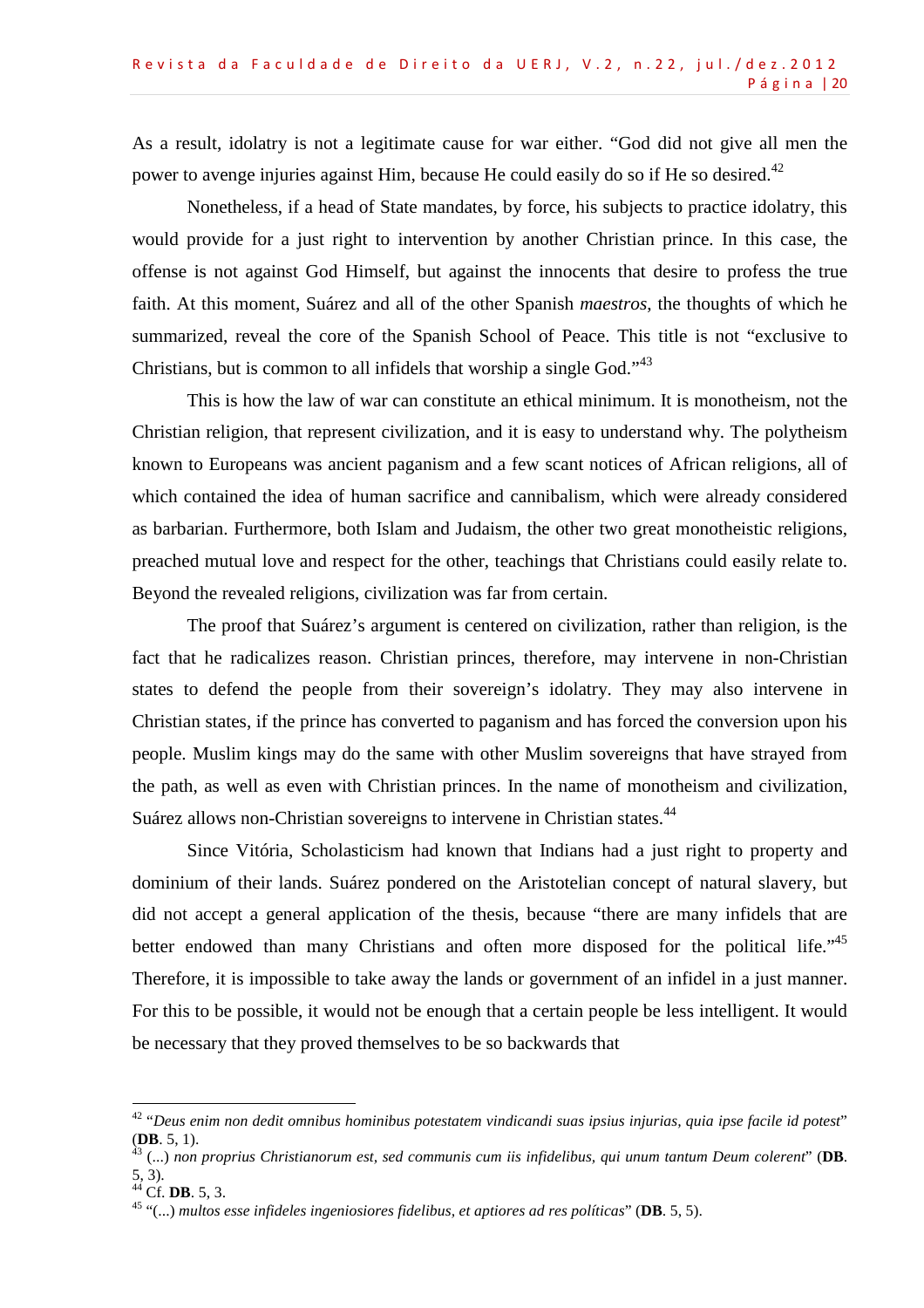As a result, idolatry is not a legitimate cause for war either. “God did not give all men the power to avenge injuries against Him, because He could easily do so if He so desired.[42]

Nonetheless, if a head of State mandates, by force, his subjects to practice idolatry, this would provide for a just right to intervention by another Christian prince. In this case, the offense is not against God Himself, but against the innocents that desire to profess the true faith. At this moment, Suárez and all of the other Spanish *maestros*, the thoughts of which he summarized, reveal the core of the Spanish School of Peace. This title is not “exclusive to Christians, but is common to all infidels that worship a single God.”[43]

This is how the law of war can constitute an ethical minimum. It is monotheism, not the Christian religion, that represent civilization, and it is easy to understand why. The polytheism known to Europeans was ancient paganism and a few scant notices of African religions, all of which contained the idea of human sacrifice and cannibalism, which were already considered as barbarian. Furthermore, both Islam and Judaism, the other two great monotheistic religions, preached mutual love and respect for the other, teachings that Christians could easily relate to. Beyond the revealed religions, civilization was far from certain.

The proof that Suárez’s argument is centered on civilization, rather than religion, is the fact that he radicalizes reason. Christian princes, therefore, may intervene in non-Christian states to defend the people from their sovereign’s idolatry. They may also intervene in Christian states, if the prince has converted to paganism and has forced the conversion upon his people. Muslim kings may do the same with other Muslim sovereigns that have strayed from the path, as well as even with Christian princes. In the name of monotheism and civilization, Suárez allows non-Christian sovereigns to intervene in Christian states.[44]

Since Vitória, Scholasticism had known that Indians had a just right to property and dominium of their lands. Suárez pondered on the Aristotelian concept of natural slavery, but did not accept a general application of the thesis, because “there are many infidels that are better endowed than many Christians and often more disposed for the political life.”[45] Therefore, it is impossible to take away the lands or government of an infidel in a just manner. For this to be possible, it would not be enough that a certain people be less intelligent. It would be necessary that they proved themselves to be so backwards that

---

[42] “*Deus enim non dedit omnibus hominibus potestatem vindicandi suas ipsius injurias, quia ipse facile id potest*” (**DB**. 5, 1).

[43] (...) *non proprius Christianorum est, sed communis cum iis infidelibus, qui unum tantum Deum colerent*” (**DB**. 5, 3).

[44] Cf. **DB**. 5, 3.

[45] “(...) *multos esse infideles ingeniosiores fidelibus, et aptiores ad res políticas*” (**DB**. 5, 5).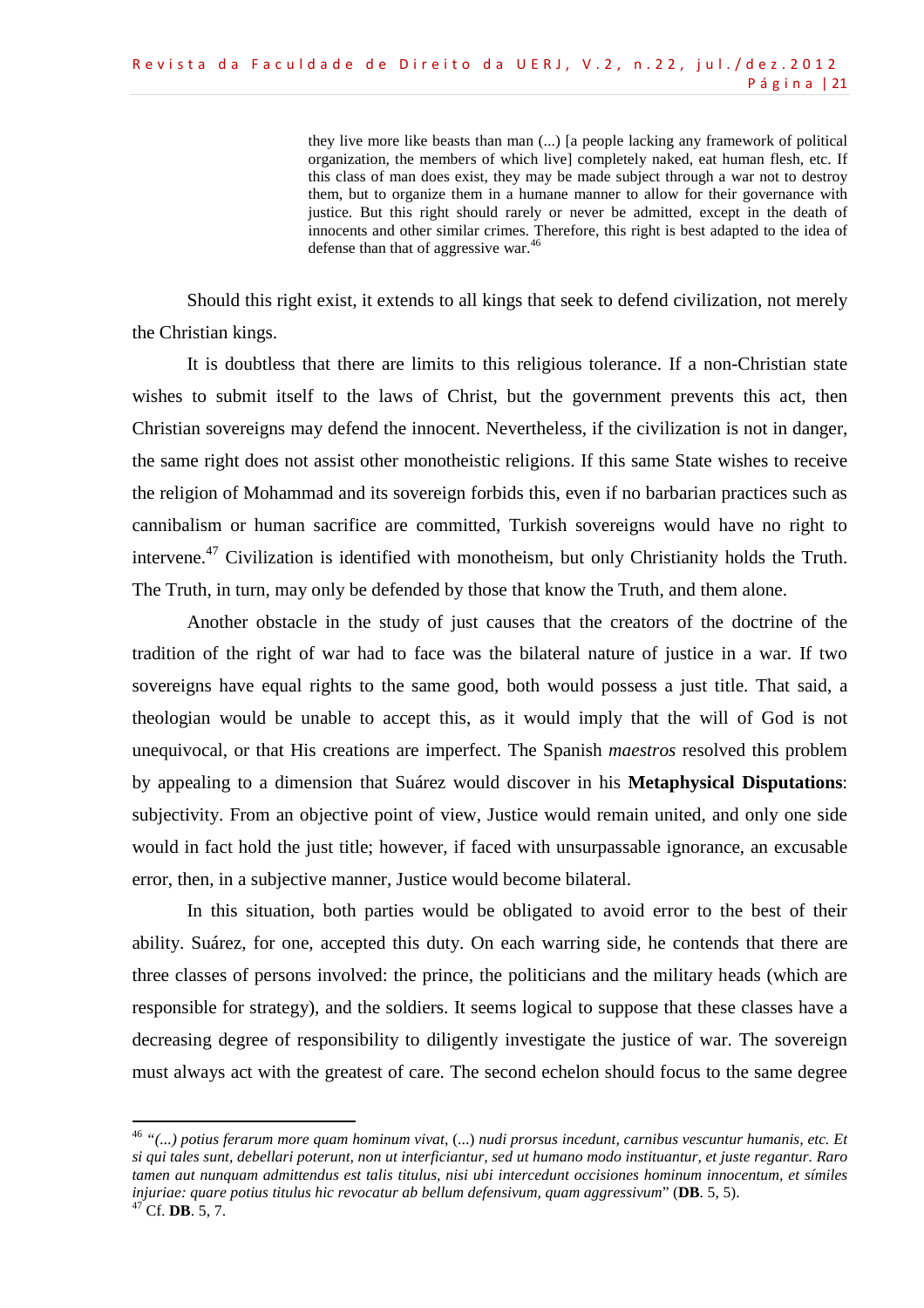> they live more like beasts than man (...) [a people lacking any framework of political organization, the members of which live] completely naked, eat human flesh, etc. If this class of man does exist, they may be made subject through a war not to destroy them, but to organize them in a humane manner to allow for their governance with justice. But this right should rarely or never be admitted, except in the death of innocents and other similar crimes. Therefore, this right is best adapted to the idea of defense than that of aggressive war.[46]

Should this right exist, it extends to all kings that seek to defend civilization, not merely the Christian kings.

It is doubtless that there are limits to this religious tolerance. If a non-Christian state wishes to submit itself to the laws of Christ, but the government prevents this act, then Christian sovereigns may defend the innocent. Nevertheless, if the civilization is not in danger, the same right does not assist other monotheistic religions. If this same State wishes to receive the religion of Mohammad and its sovereign forbids this, even if no barbarian practices such as cannibalism or human sacrifice are committed, Turkish sovereigns would have no right to intervene.[47] Civilization is identified with monotheism, but only Christianity holds the Truth. The Truth, in turn, may only be defended by those that know the Truth, and them alone.

Another obstacle in the study of just causes that the creators of the doctrine of the tradition of the right of war had to face was the bilateral nature of justice in a war. If two sovereigns have equal rights to the same good, both would possess a just title. That said, a theologian would be unable to accept this, as it would imply that the will of God is not unequivocal, or that His creations are imperfect. The Spanish *maestros* resolved this problem by appealing to a dimension that Suárez would discover in his **Metaphysical Disputations**: subjectivity. From an objective point of view, Justice would remain united, and only one side would in fact hold the just title; however, if faced with unsurpassable ignorance, an excusable error, then, in a subjective manner, Justice would become bilateral.

In this situation, both parties would be obligated to avoid error to the best of their ability. Suárez, for one, accepted this duty. On each warring side, he contends that there are three classes of persons involved: the prince, the politicians and the military heads (which are responsible for strategy), and the soldiers. It seems logical to suppose that these classes have a decreasing degree of responsibility to diligently investigate the justice of war. The sovereign must always act with the greatest of care. The second echelon should focus to the same degree

---

[46] *"(...) potius ferarum more quam hominum vivat*, (...) *nudi prorsus incedunt, carnibus vescuntur humanis, etc. Et si qui tales sunt, debellari poterunt, non ut interficiantur, sed ut humano modo instituantur, et juste regantur. Raro tamen aut nunquam admittendus est talis titulus, nisi ubi intercedunt occisiones hominum innocentum, et símiles injuriae: quare potius titulus hic revocatur ab bellum defensivum, quam aggressivum*" (**DB**. 5, 5).

[47] Cf. **DB**. 5, 7.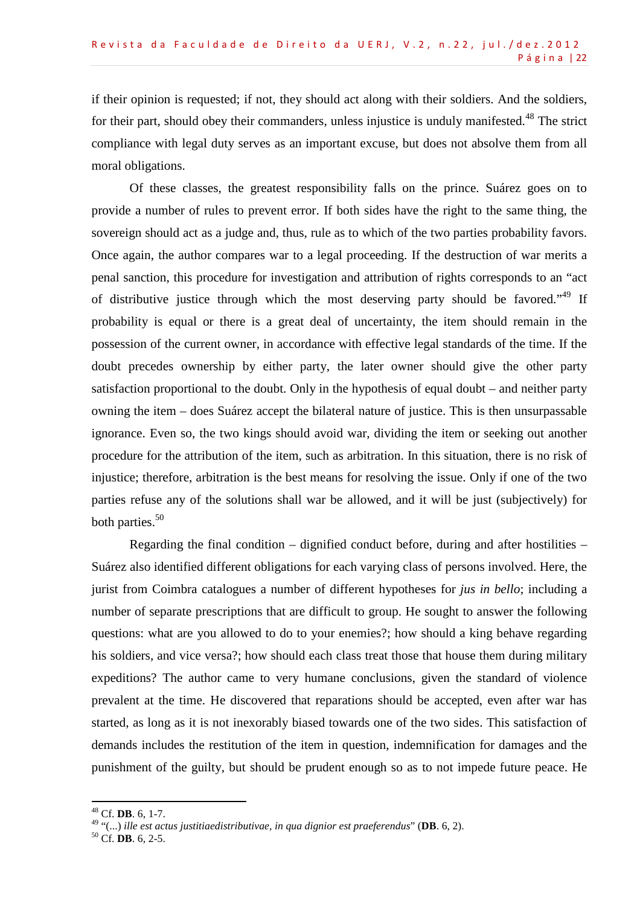if their opinion is requested; if not, they should act along with their soldiers. And the soldiers, for their part, should obey their commanders, unless injustice is unduly manifested.[48] The strict compliance with legal duty serves as an important excuse, but does not absolve them from all moral obligations.

Of these classes, the greatest responsibility falls on the prince. Suárez goes on to provide a number of rules to prevent error. If both sides have the right to the same thing, the sovereign should act as a judge and, thus, rule as to which of the two parties probability favors. Once again, the author compares war to a legal proceeding. If the destruction of war merits a penal sanction, this procedure for investigation and attribution of rights corresponds to an "act of distributive justice through which the most deserving party should be favored."[49] If probability is equal or there is a great deal of uncertainty, the item should remain in the possession of the current owner, in accordance with effective legal standards of the time. If the doubt precedes ownership by either party, the later owner should give the other party satisfaction proportional to the doubt. Only in the hypothesis of equal doubt – and neither party owning the item – does Suárez accept the bilateral nature of justice. This is then unsurpassable ignorance. Even so, the two kings should avoid war, dividing the item or seeking out another procedure for the attribution of the item, such as arbitration. In this situation, there is no risk of injustice; therefore, arbitration is the best means for resolving the issue. Only if one of the two parties refuse any of the solutions shall war be allowed, and it will be just (subjectively) for both parties.[50]

Regarding the final condition – dignified conduct before, during and after hostilities – Suárez also identified different obligations for each varying class of persons involved. Here, the jurist from Coimbra catalogues a number of different hypotheses for *jus in bello*; including a number of separate prescriptions that are difficult to group. He sought to answer the following questions: what are you allowed to do to your enemies?; how should a king behave regarding his soldiers, and vice versa?; how should each class treat those that house them during military expeditions? The author came to very humane conclusions, given the standard of violence prevalent at the time. He discovered that reparations should be accepted, even after war has started, as long as it is not inexorably biased towards one of the two sides. This satisfaction of demands includes the restitution of the item in question, indemnification for damages and the punishment of the guilty, but should be prudent enough so as to not impede future peace. He

---

[48] Cf. **DB**. 6, 1-7.

[49] "(...) *ille est actus justitiaedistributivae, in qua dignior est praeferendus*" (**DB**. 6, 2).

[50] Cf. **DB**. 6, 2-5.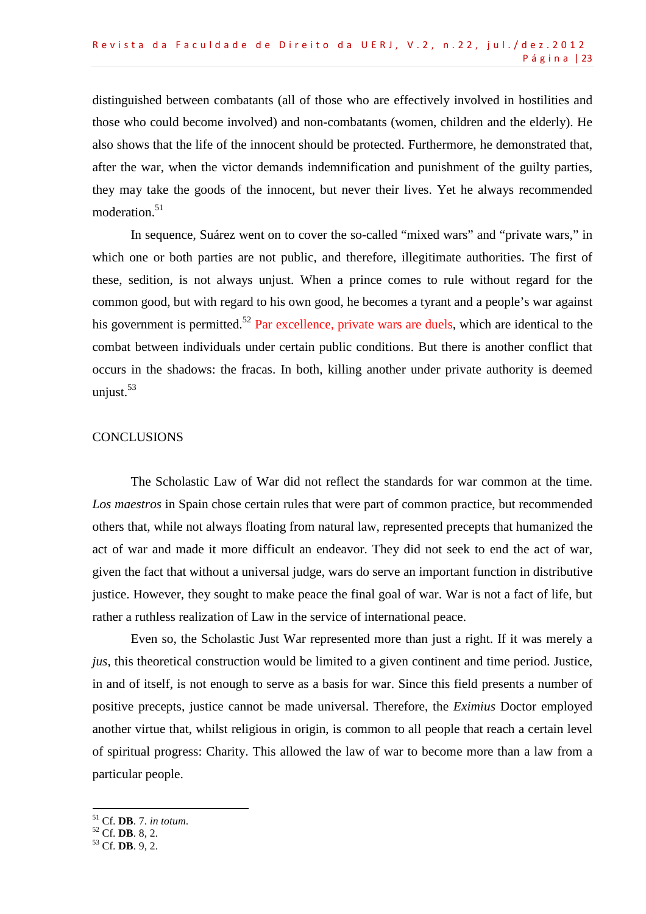distinguished between combatants (all of those who are effectively involved in hostilities and those who could become involved) and non-combatants (women, children and the elderly). He also shows that the life of the innocent should be protected. Furthermore, he demonstrated that, after the war, when the victor demands indemnification and punishment of the guilty parties, they may take the goods of the innocent, but never their lives. Yet he always recommended moderation.[51]

In sequence, Suárez went on to cover the so-called "mixed wars" and "private wars," in which one or both parties are not public, and therefore, illegitimate authorities. The first of these, sedition, is not always unjust. When a prince comes to rule without regard for the common good, but with regard to his own good, he becomes a tyrant and a people's war against his government is permitted.[52] Par excellence, private wars are duels, which are identical to the combat between individuals under certain public conditions. But there is another conflict that occurs in the shadows: the fracas. In both, killing another under private authority is deemed unjust.[53]

## CONCLUSIONS

The Scholastic Law of War did not reflect the standards for war common at the time. *Los maestros* in Spain chose certain rules that were part of common practice, but recommended others that, while not always floating from natural law, represented precepts that humanized the act of war and made it more difficult an endeavor. They did not seek to end the act of war, given the fact that without a universal judge, wars do serve an important function in distributive justice. However, they sought to make peace the final goal of war. War is not a fact of life, but rather a ruthless realization of Law in the service of international peace.

Even so, the Scholastic Just War represented more than just a right. If it was merely a *jus*, this theoretical construction would be limited to a given continent and time period. Justice, in and of itself, is not enough to serve as a basis for war. Since this field presents a number of positive precepts, justice cannot be made universal. Therefore, the *Eximius* Doctor employed another virtue that, whilst religious in origin, is common to all people that reach a certain level of spiritual progress: Charity. This allowed the law of war to become more than a law from a particular people.

---

[51] Cf. **DB**. 7. *in totum*.

[52] Cf. **DB**. 8, 2.

[53] Cf. **DB**. 9, 2.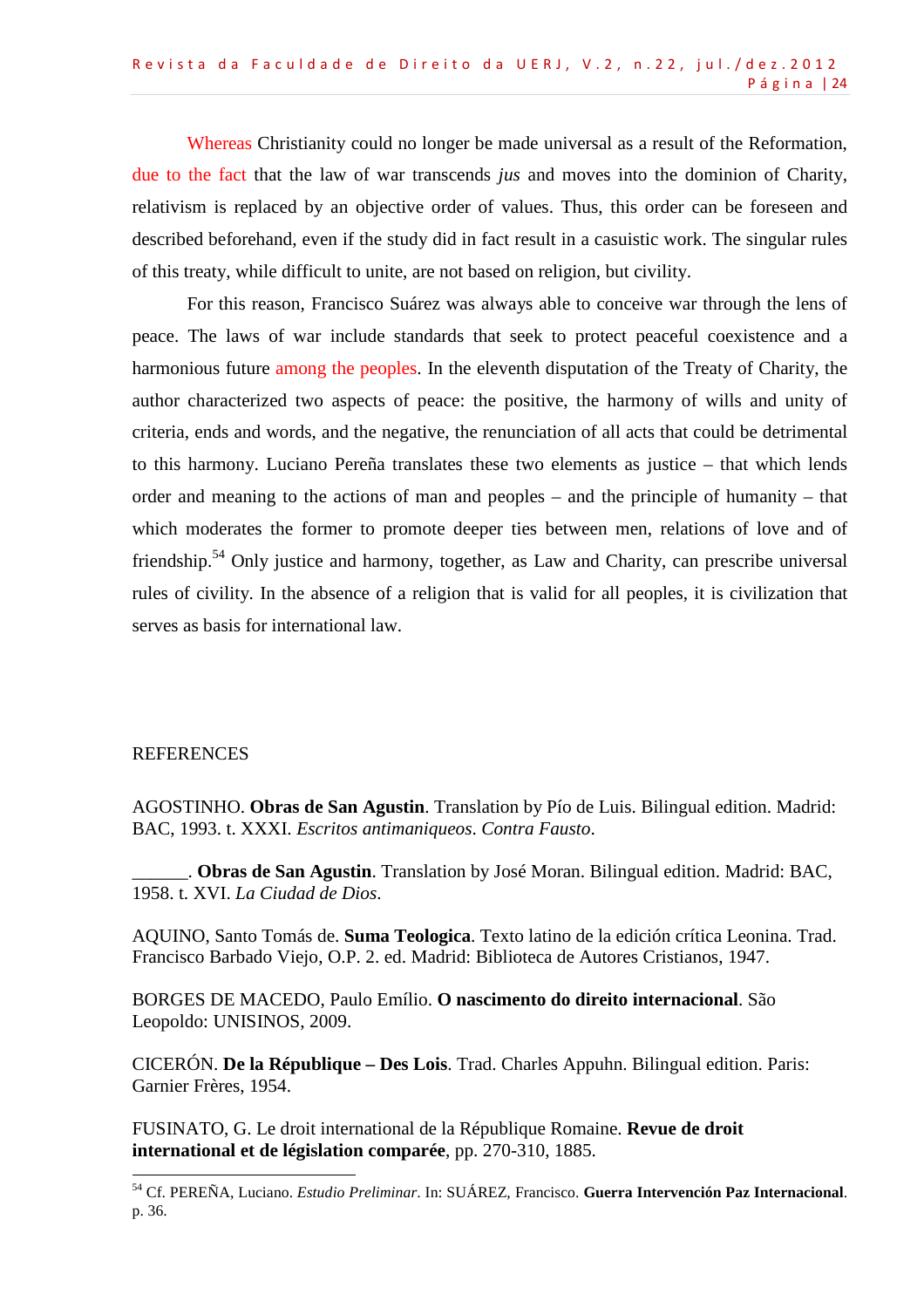Whereas Christianity could no longer be made universal as a result of the Reformation, due to the fact that the law of war transcends *jus* and moves into the dominion of Charity, relativism is replaced by an objective order of values. Thus, this order can be foreseen and described beforehand, even if the study did in fact result in a casuistic work. The singular rules of this treaty, while difficult to unite, are not based on religion, but civility.

For this reason, Francisco Suárez was always able to conceive war through the lens of peace. The laws of war include standards that seek to protect peaceful coexistence and a harmonious future among the peoples. In the eleventh disputation of the Treaty of Charity, the author characterized two aspects of peace: the positive, the harmony of wills and unity of criteria, ends and words, and the negative, the renunciation of all acts that could be detrimental to this harmony. Luciano Pereña translates these two elements as justice – that which lends order and meaning to the actions of man and peoples – and the principle of humanity – that which moderates the former to promote deeper ties between men, relations of love and of friendship.[54] Only justice and harmony, together, as Law and Charity, can prescribe universal rules of civility. In the absence of a religion that is valid for all peoples, it is civilization that serves as basis for international law.

## REFERENCES

AGOSTINHO. **Obras de San Agustin**. Translation by Pío de Luis. Bilingual edition. Madrid: BAC, 1993. t. XXXI. *Escritos antimaniqueos*. *Contra Fausto*.

______. **Obras de San Agustin**. Translation by José Moran. Bilingual edition. Madrid: BAC, 1958. t. XVI. *La Ciudad de Dios*.

AQUINO, Santo Tomás de. **Suma Teologica**. Texto latino de la edición crítica Leonina. Trad. Francisco Barbado Viejo, O.P. 2. ed. Madrid: Biblioteca de Autores Cristianos, 1947.

BORGES DE MACEDO, Paulo Emílio. **O nascimento do direito internacional**. São Leopoldo: UNISINOS, 2009.

CICERÓN. **De la République – Des Lois**. Trad. Charles Appuhn. Bilingual edition. Paris: Garnier Frères, 1954.

FUSINATO, G. Le droit international de la République Romaine. **Revue de droit international et de législation comparée**, pp. 270-310, 1885.

---

[54] Cf. PEREÑA, Luciano. *Estudio Preliminar*. In: SUÁREZ, Francisco. **Guerra Intervención Paz Internacional**. p. 36.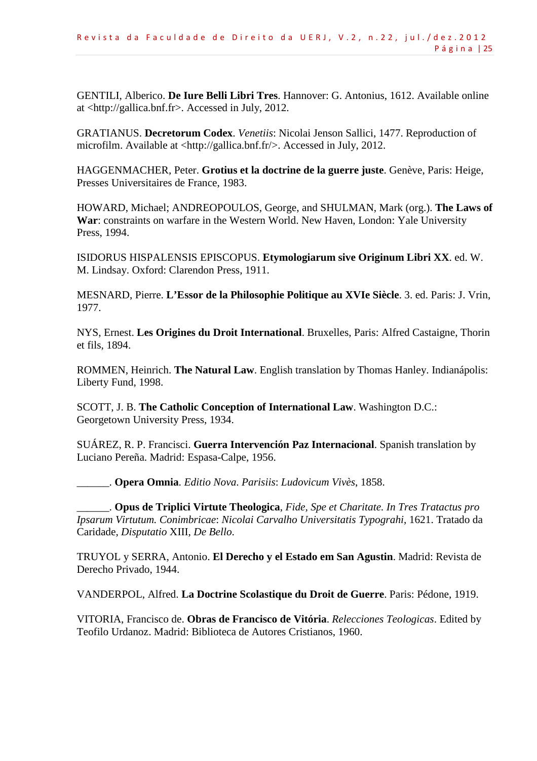GENTILI, Alberico. **De Iure Belli Libri Tres**. Hannover: G. Antonius, 1612. Available online at <http://gallica.bnf.fr>. Accessed in July, 2012.

GRATIANUS. **Decretorum Codex**. *Venetiis*: Nicolai Jenson Sallici, 1477. Reproduction of microfilm. Available at <http://gallica.bnf.fr/>. Accessed in July, 2012.

HAGGENMACHER, Peter. **Grotius et la doctrine de la guerre juste**. Genève, Paris: Heige, Presses Universitaires de France, 1983.

HOWARD, Michael; ANDREOPOULOS, George, and SHULMAN, Mark (org.). **The Laws of War**: constraints on warfare in the Western World. New Haven, London: Yale University Press, 1994.

ISIDORUS HISPALENSIS EPISCOPUS. **Etymologiarum sive Originum Libri XX**. ed. W. M. Lindsay. Oxford: Clarendon Press, 1911.

MESNARD, Pierre. **L'Essor de la Philosophie Politique au XVIe Siècle**. 3. ed. Paris: J. Vrin, 1977.

NYS, Ernest. **Les Origines du Droit International**. Bruxelles, Paris: Alfred Castaigne, Thorin et fils, 1894.

ROMMEN, Heinrich. **The Natural Law**. English translation by Thomas Hanley. Indianápolis: Liberty Fund, 1998.

SCOTT, J. B. **The Catholic Conception of International Law**. Washington D.C.: Georgetown University Press, 1934.

SUÁREZ, R. P. Francisci. **Guerra Intervención Paz Internacional**. Spanish translation by Luciano Pereña. Madrid: Espasa-Calpe, 1956.

______. **Opera Omnia**. *Editio Nova*. *Parisiis*: *Ludovicum Vivès*, 1858.

______. **Opus de Triplici Virtute Theologica**, *Fide, Spe et Charitate. In Tres Tratactus pro Ipsarum Virtutum. Conimbricae*: *Nicolai Carvalho Universitatis Typograhi*, 1621. Tratado da Caridade, *Disputatio* XIII, *De Bello*.

TRUYOL y SERRA, Antonio. **El Derecho y el Estado em San Agustin**. Madrid: Revista de Derecho Privado, 1944.

VANDERPOL, Alfred. **La Doctrine Scolastique du Droit de Guerre**. Paris: Pédone, 1919.

VITORIA, Francisco de. **Obras de Francisco de Vitória**. *Relecciones Teologicas*. Edited by Teofilo Urdanoz. Madrid: Biblioteca de Autores Cristianos, 1960.